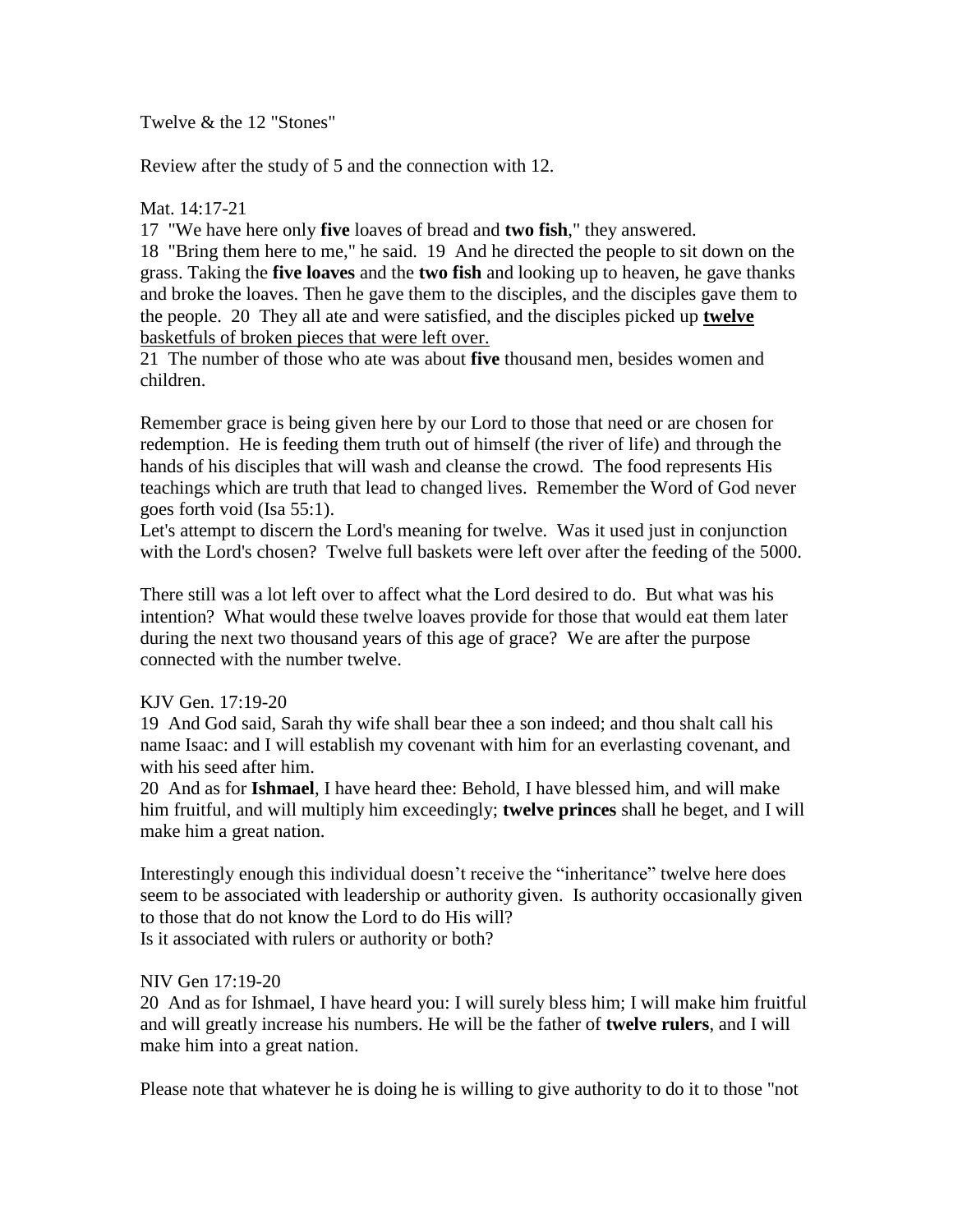Twelve & the 12 "Stones"

Review after the study of 5 and the connection with 12.

Mat. 14:17-21

17 "We have here only **five** loaves of bread and **two fish**," they answered.
18 "Bring them here to me," he said. 19 And he directed the people to sit down on the grass. Taking the **five loaves** and the **two fish** and looking up to heaven, he gave thanks and broke the loaves. Then he gave them to the disciples, and the disciples gave them to the people. 20 They all ate and were satisfied, and the disciples picked up **twelve** basketfuls of broken pieces that were left over.
21 The number of those who ate was about **five** thousand men, besides women and children.

Remember grace is being given here by our Lord to those that need or are chosen for redemption. He is feeding them truth out of himself (the river of life) and through the hands of his disciples that will wash and cleanse the crowd. The food represents His teachings which are truth that lead to changed lives. Remember the Word of God never goes forth void (Isa 55:1).
Let's attempt to discern the Lord's meaning for twelve. Was it used just in conjunction with the Lord's chosen? Twelve full baskets were left over after the feeding of the 5000.

There still was a lot left over to affect what the Lord desired to do. But what was his intention? What would these twelve loaves provide for those that would eat them later during the next two thousand years of this age of grace? We are after the purpose connected with the number twelve.

KJV Gen. 17:19-20

19 And God said, Sarah thy wife shall bear thee a son indeed; and thou shalt call his name Isaac: and I will establish my covenant with him for an everlasting covenant, and with his seed after him.
20 And as for **Ishmael**, I have heard thee: Behold, I have blessed him, and will make him fruitful, and will multiply him exceedingly; **twelve princes** shall he beget, and I will make him a great nation.

Interestingly enough this individual doesn't receive the "inheritance" twelve here does seem to be associated with leadership or authority given. Is authority occasionally given to those that do not know the Lord to do His will?
Is it associated with rulers or authority or both?

NIV Gen 17:19-20

20 And as for Ishmael, I have heard you: I will surely bless him; I will make him fruitful and will greatly increase his numbers. He will be the father of **twelve rulers**, and I will make him into a great nation.

Please note that whatever he is doing he is willing to give authority to do it to those "not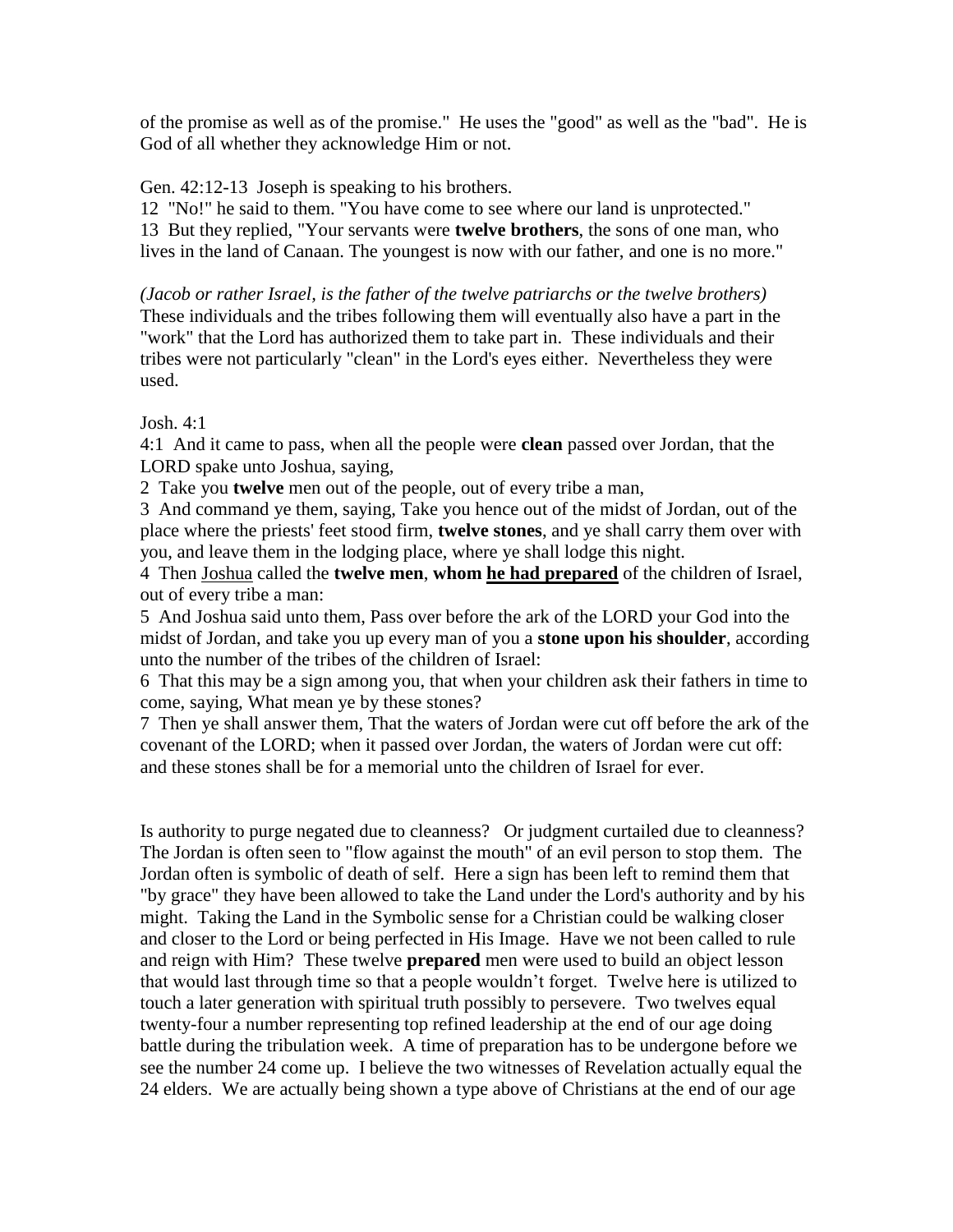of the promise as well as of the promise." He uses the "good" as well as the "bad". He is God of all whether they acknowledge Him or not.

Gen. 42:12-13 Joseph is speaking to his brothers.
12 "No!" he said to them. "You have come to see where our land is unprotected."
13 But they replied, "Your servants were **twelve brothers**, the sons of one man, who lives in the land of Canaan. The youngest is now with our father, and one is no more."

*(Jacob or rather Israel, is the father of the twelve patriarchs or the twelve brothers)* These individuals and the tribes following them will eventually also have a part in the "work" that the Lord has authorized them to take part in. These individuals and their tribes were not particularly "clean" in the Lord's eyes either. Nevertheless they were used.

Josh. 4:1
4:1 And it came to pass, when all the people were **clean** passed over Jordan, that the LORD spake unto Joshua, saying,
2 Take you **twelve** men out of the people, out of every tribe a man,
3 And command ye them, saying, Take you hence out of the midst of Jordan, out of the place where the priests' feet stood firm, **twelve stones**, and ye shall carry them over with you, and leave them in the lodging place, where ye shall lodge this night.
4 Then <u>Joshua</u> called the **twelve men**, **whom <u>he had prepared</u>** of the children of Israel, out of every tribe a man:
5 And Joshua said unto them, Pass over before the ark of the LORD your God into the midst of Jordan, and take you up every man of you a **stone upon his shoulder**, according unto the number of the tribes of the children of Israel:
6 That this may be a sign among you, that when your children ask their fathers in time to come, saying, What mean ye by these stones?
7 Then ye shall answer them, That the waters of Jordan were cut off before the ark of the covenant of the LORD; when it passed over Jordan, the waters of Jordan were cut off: and these stones shall be for a memorial unto the children of Israel for ever.

Is authority to purge negated due to cleanness? Or judgment curtailed due to cleanness? The Jordan is often seen to "flow against the mouth" of an evil person to stop them. The Jordan often is symbolic of death of self. Here a sign has been left to remind them that "by grace" they have been allowed to take the Land under the Lord's authority and by his might. Taking the Land in the Symbolic sense for a Christian could be walking closer and closer to the Lord or being perfected in His Image. Have we not been called to rule and reign with Him? These twelve **prepared** men were used to build an object lesson that would last through time so that a people wouldn't forget. Twelve here is utilized to touch a later generation with spiritual truth possibly to persevere. Two twelves equal twenty-four a number representing top refined leadership at the end of our age doing battle during the tribulation week. A time of preparation has to be undergone before we see the number 24 come up. I believe the two witnesses of Revelation actually equal the 24 elders. We are actually being shown a type above of Christians at the end of our age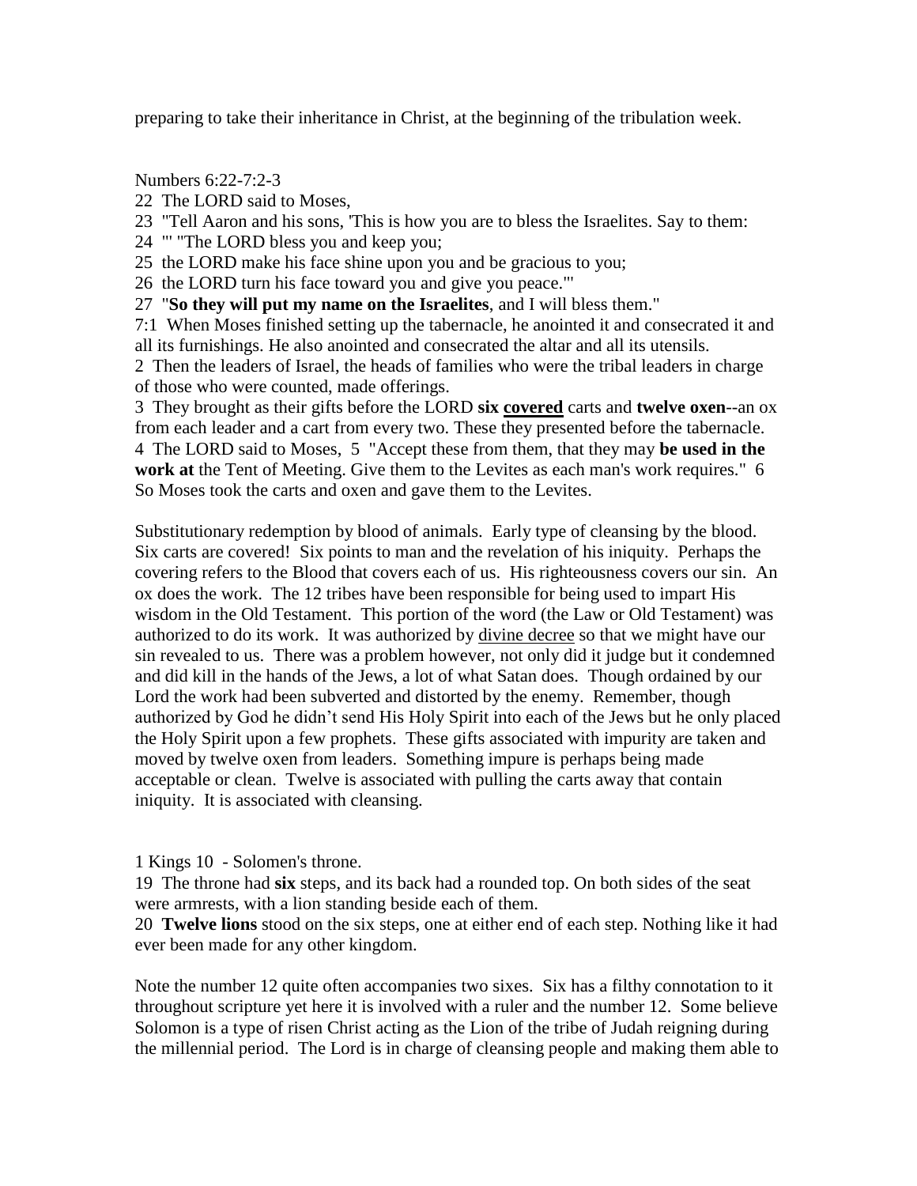preparing to take their inheritance in Christ, at the beginning of the tribulation week.

Numbers 6:22-7:2-3

22 The LORD said to Moses,

23 "Tell Aaron and his sons, 'This is how you are to bless the Israelites. Say to them:

24 "' "The LORD bless you and keep you;

25 the LORD make his face shine upon you and be gracious to you;

26 the LORD turn his face toward you and give you peace."'

27 "**So they will put my name on the Israelites**, and I will bless them."

7:1 When Moses finished setting up the tabernacle, he anointed it and consecrated it and all its furnishings. He also anointed and consecrated the altar and all its utensils.

2 Then the leaders of Israel, the heads of families who were the tribal leaders in charge of those who were counted, made offerings.

3 They brought as their gifts before the LORD **six <u>covered</u>** carts and **twelve oxen**--an ox from each leader and a cart from every two. These they presented before the tabernacle.

4 The LORD said to Moses, 5 "Accept these from them, that they may **be used in the work at** the Tent of Meeting. Give them to the Levites as each man's work requires." 6 So Moses took the carts and oxen and gave them to the Levites.

Substitutionary redemption by blood of animals. Early type of cleansing by the blood. Six carts are covered! Six points to man and the revelation of his iniquity. Perhaps the covering refers to the Blood that covers each of us. His righteousness covers our sin. An ox does the work. The 12 tribes have been responsible for being used to impart His wisdom in the Old Testament. This portion of the word (the Law or Old Testament) was authorized to do its work. It was authorized by <u>divine decree</u> so that we might have our sin revealed to us. There was a problem however, not only did it judge but it condemned and did kill in the hands of the Jews, a lot of what Satan does. Though ordained by our Lord the work had been subverted and distorted by the enemy. Remember, though authorized by God he didn't send His Holy Spirit into each of the Jews but he only placed the Holy Spirit upon a few prophets. These gifts associated with impurity are taken and moved by twelve oxen from leaders. Something impure is perhaps being made acceptable or clean. Twelve is associated with pulling the carts away that contain iniquity. It is associated with cleansing.

1 Kings 10 - Solomen's throne.

19 The throne had **six** steps, and its back had a rounded top. On both sides of the seat were armrests, with a lion standing beside each of them.

20 **Twelve lions** stood on the six steps, one at either end of each step. Nothing like it had ever been made for any other kingdom.

Note the number 12 quite often accompanies two sixes. Six has a filthy connotation to it throughout scripture yet here it is involved with a ruler and the number 12. Some believe Solomon is a type of risen Christ acting as the Lion of the tribe of Judah reigning during the millennial period. The Lord is in charge of cleansing people and making them able to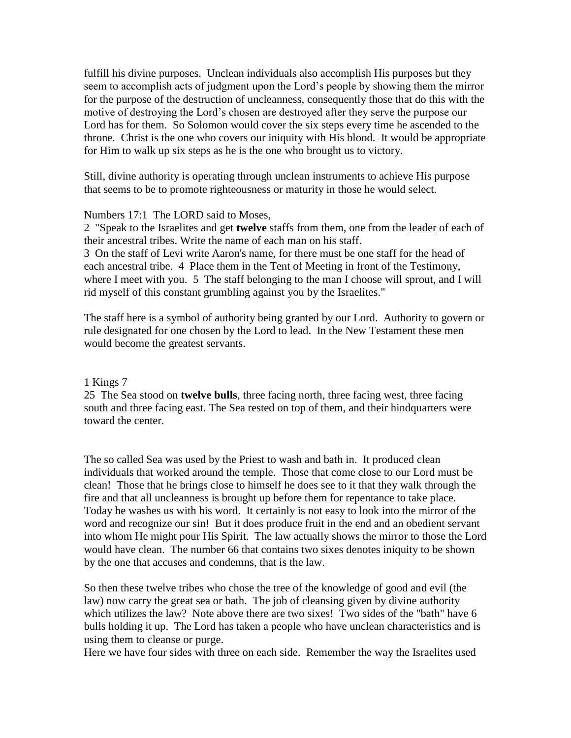fulfill his divine purposes. Unclean individuals also accomplish His purposes but they seem to accomplish acts of judgment upon the Lord's people by showing them the mirror for the purpose of the destruction of uncleanness, consequently those that do this with the motive of destroying the Lord's chosen are destroyed after they serve the purpose our Lord has for them. So Solomon would cover the six steps every time he ascended to the throne. Christ is the one who covers our iniquity with His blood. It would be appropriate for Him to walk up six steps as he is the one who brought us to victory.

Still, divine authority is operating through unclean instruments to achieve His purpose that seems to be to promote righteousness or maturity in those he would select.

Numbers 17:1 The LORD said to Moses,
2 "Speak to the Israelites and get **twelve** staffs from them, one from the <u>leader</u> of each of their ancestral tribes. Write the name of each man on his staff.
3 On the staff of Levi write Aaron's name, for there must be one staff for the head of each ancestral tribe. 4 Place them in the Tent of Meeting in front of the Testimony, where I meet with you. 5 The staff belonging to the man I choose will sprout, and I will rid myself of this constant grumbling against you by the Israelites."

The staff here is a symbol of authority being granted by our Lord. Authority to govern or rule designated for one chosen by the Lord to lead. In the New Testament these men would become the greatest servants.

1 Kings 7
25 The Sea stood on **twelve bulls**, three facing north, three facing west, three facing south and three facing east. <u>The Sea</u> rested on top of them, and their hindquarters were toward the center.

The so called Sea was used by the Priest to wash and bath in. It produced clean individuals that worked around the temple. Those that come close to our Lord must be clean! Those that he brings close to himself he does see to it that they walk through the fire and that all uncleanness is brought up before them for repentance to take place. Today he washes us with his word. It certainly is not easy to look into the mirror of the word and recognize our sin! But it does produce fruit in the end and an obedient servant into whom He might pour His Spirit. The law actually shows the mirror to those the Lord would have clean. The number 66 that contains two sixes denotes iniquity to be shown by the one that accuses and condemns, that is the law.

So then these twelve tribes who chose the tree of the knowledge of good and evil (the law) now carry the great sea or bath. The job of cleansing given by divine authority which utilizes the law? Note above there are two sixes! Two sides of the "bath" have 6 bulls holding it up. The Lord has taken a people who have unclean characteristics and is using them to cleanse or purge.
Here we have four sides with three on each side. Remember the way the Israelites used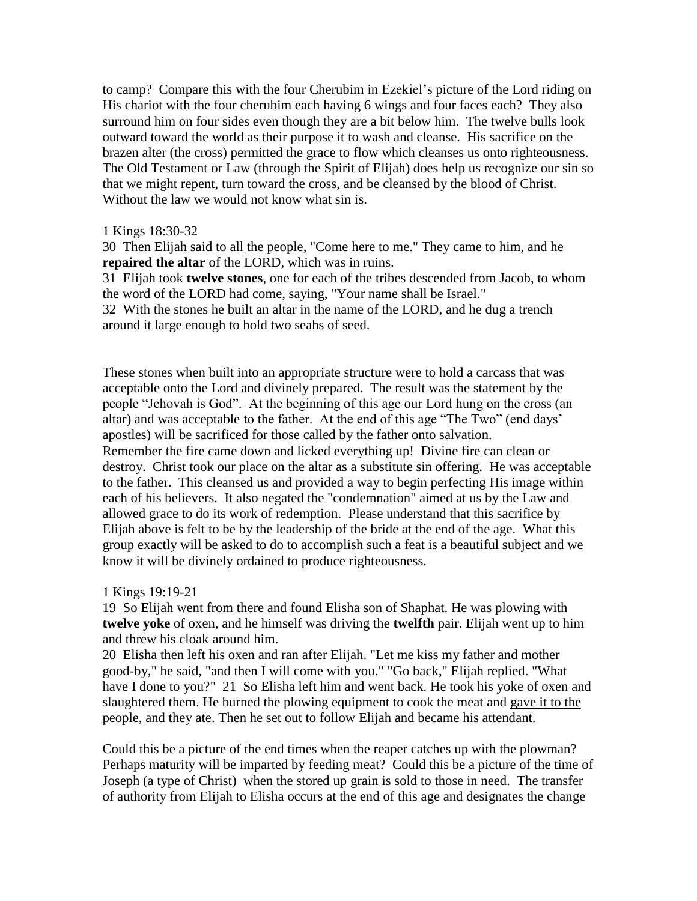to camp? Compare this with the four Cherubim in Ezekiel's picture of the Lord riding on His chariot with the four cherubim each having 6 wings and four faces each? They also surround him on four sides even though they are a bit below him. The twelve bulls look outward toward the world as their purpose it to wash and cleanse. His sacrifice on the brazen alter (the cross) permitted the grace to flow which cleanses us onto righteousness. The Old Testament or Law (through the Spirit of Elijah) does help us recognize our sin so that we might repent, turn toward the cross, and be cleansed by the blood of Christ. Without the law we would not know what sin is.

1 Kings 18:30-32

30 Then Elijah said to all the people, "Come here to me." They came to him, and he **repaired the altar** of the LORD, which was in ruins.

31 Elijah took **twelve stones**, one for each of the tribes descended from Jacob, to whom the word of the LORD had come, saying, "Your name shall be Israel."

32 With the stones he built an altar in the name of the LORD, and he dug a trench around it large enough to hold two seahs of seed.

These stones when built into an appropriate structure were to hold a carcass that was acceptable onto the Lord and divinely prepared. The result was the statement by the people "Jehovah is God". At the beginning of this age our Lord hung on the cross (an altar) and was acceptable to the father. At the end of this age "The Two" (end days' apostles) will be sacrificed for those called by the father onto salvation. Remember the fire came down and licked everything up! Divine fire can clean or destroy. Christ took our place on the altar as a substitute sin offering. He was acceptable to the father. This cleansed us and provided a way to begin perfecting His image within each of his believers. It also negated the "condemnation" aimed at us by the Law and allowed grace to do its work of redemption. Please understand that this sacrifice by Elijah above is felt to be by the leadership of the bride at the end of the age. What this group exactly will be asked to do to accomplish such a feat is a beautiful subject and we know it will be divinely ordained to produce righteousness.

1 Kings 19:19-21

19 So Elijah went from there and found Elisha son of Shaphat. He was plowing with **twelve yoke** of oxen, and he himself was driving the **twelfth** pair. Elijah went up to him and threw his cloak around him.

20 Elisha then left his oxen and ran after Elijah. "Let me kiss my father and mother good-by," he said, "and then I will come with you." "Go back," Elijah replied. "What have I done to you?" 21 So Elisha left him and went back. He took his yoke of oxen and slaughtered them. He burned the plowing equipment to cook the meat and <u>gave it to the people</u>, and they ate. Then he set out to follow Elijah and became his attendant.

Could this be a picture of the end times when the reaper catches up with the plowman? Perhaps maturity will be imparted by feeding meat? Could this be a picture of the time of Joseph (a type of Christ) when the stored up grain is sold to those in need. The transfer of authority from Elijah to Elisha occurs at the end of this age and designates the change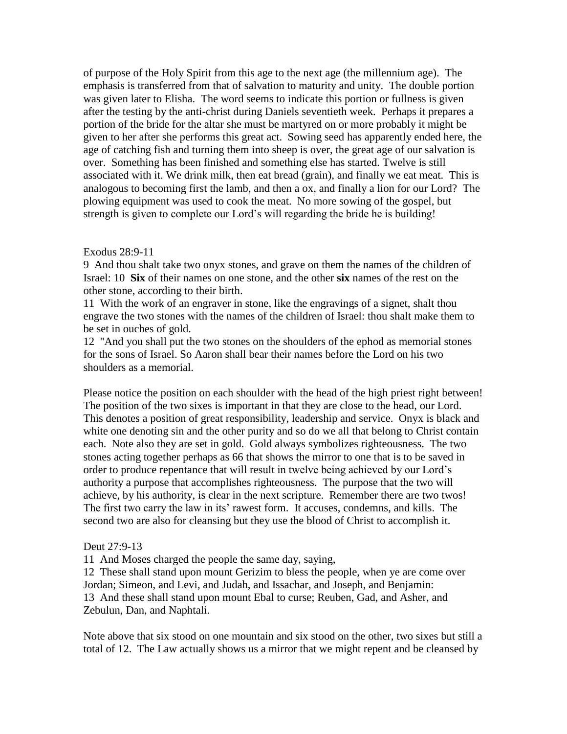of purpose of the Holy Spirit from this age to the next age (the millennium age). The emphasis is transferred from that of salvation to maturity and unity. The double portion was given later to Elisha. The word seems to indicate this portion or fullness is given after the testing by the anti-christ during Daniels seventieth week. Perhaps it prepares a portion of the bride for the altar she must be martyred on or more probably it might be given to her after she performs this great act. Sowing seed has apparently ended here, the age of catching fish and turning them into sheep is over, the great age of our salvation is over. Something has been finished and something else has started. Twelve is still associated with it. We drink milk, then eat bread (grain), and finally we eat meat. This is analogous to becoming first the lamb, and then a ox, and finally a lion for our Lord? The plowing equipment was used to cook the meat. No more sowing of the gospel, but strength is given to complete our Lord's will regarding the bride he is building!

Exodus 28:9-11

9 And thou shalt take two onyx stones, and grave on them the names of the children of Israel: 10 **Six** of their names on one stone, and the other **six** names of the rest on the other stone, according to their birth.

11 With the work of an engraver in stone, like the engravings of a signet, shalt thou engrave the two stones with the names of the children of Israel: thou shalt make them to be set in ouches of gold.

12 "And you shall put the two stones on the shoulders of the ephod as memorial stones for the sons of Israel. So Aaron shall bear their names before the Lord on his two shoulders as a memorial.

Please notice the position on each shoulder with the head of the high priest right between! The position of the two sixes is important in that they are close to the head, our Lord. This denotes a position of great responsibility, leadership and service. Onyx is black and white one denoting sin and the other purity and so do we all that belong to Christ contain each. Note also they are set in gold. Gold always symbolizes righteousness. The two stones acting together perhaps as 66 that shows the mirror to one that is to be saved in order to produce repentance that will result in twelve being achieved by our Lord's authority a purpose that accomplishes righteousness. The purpose that the two will achieve, by his authority, is clear in the next scripture. Remember there are two twos! The first two carry the law in its' rawest form. It accuses, condemns, and kills. The second two are also for cleansing but they use the blood of Christ to accomplish it.

Deut 27:9-13

11 And Moses charged the people the same day, saying,

12 These shall stand upon mount Gerizim to bless the people, when ye are come over Jordan; Simeon, and Levi, and Judah, and Issachar, and Joseph, and Benjamin:

13 And these shall stand upon mount Ebal to curse; Reuben, Gad, and Asher, and Zebulun, Dan, and Naphtali.

Note above that six stood on one mountain and six stood on the other, two sixes but still a total of 12. The Law actually shows us a mirror that we might repent and be cleansed by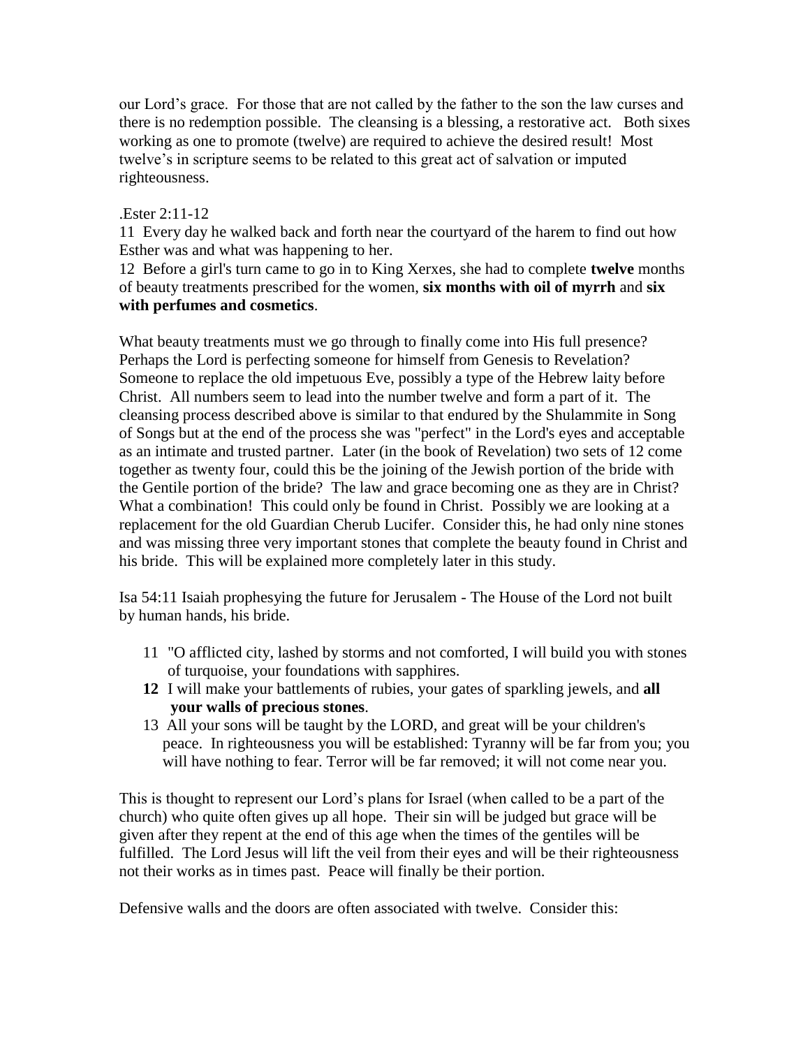our Lord's grace. For those that are not called by the father to the son the law curses and there is no redemption possible. The cleansing is a blessing, a restorative act. Both sixes working as one to promote (twelve) are required to achieve the desired result! Most twelve's in scripture seems to be related to this great act of salvation or imputed righteousness.

.Ester 2:11-12

11 Every day he walked back and forth near the courtyard of the harem to find out how Esther was and what was happening to her.

12 Before a girl's turn came to go in to King Xerxes, she had to complete **twelve** months of beauty treatments prescribed for the women, **six months with oil of myrrh** and **six with perfumes and cosmetics**.

What beauty treatments must we go through to finally come into His full presence? Perhaps the Lord is perfecting someone for himself from Genesis to Revelation? Someone to replace the old impetuous Eve, possibly a type of the Hebrew laity before Christ. All numbers seem to lead into the number twelve and form a part of it. The cleansing process described above is similar to that endured by the Shulammite in Song of Songs but at the end of the process she was "perfect" in the Lord's eyes and acceptable as an intimate and trusted partner. Later (in the book of Revelation) two sets of 12 come together as twenty four, could this be the joining of the Jewish portion of the bride with the Gentile portion of the bride? The law and grace becoming one as they are in Christ? What a combination! This could only be found in Christ. Possibly we are looking at a replacement for the old Guardian Cherub Lucifer. Consider this, he had only nine stones and was missing three very important stones that complete the beauty found in Christ and his bride. This will be explained more completely later in this study.

Isa 54:11 Isaiah prophesying the future for Jerusalem - The House of the Lord not built by human hands, his bride.

11 "O afflicted city, lashed by storms and not comforted, I will build you with stones of turquoise, your foundations with sapphires.

**12** I will make your battlements of rubies, your gates of sparkling jewels, and **all your walls of precious stones**.

13 All your sons will be taught by the LORD, and great will be your children's peace. In righteousness you will be established: Tyranny will be far from you; you will have nothing to fear. Terror will be far removed; it will not come near you.

This is thought to represent our Lord's plans for Israel (when called to be a part of the church) who quite often gives up all hope. Their sin will be judged but grace will be given after they repent at the end of this age when the times of the gentiles will be fulfilled. The Lord Jesus will lift the veil from their eyes and will be their righteousness not their works as in times past. Peace will finally be their portion.

Defensive walls and the doors are often associated with twelve. Consider this: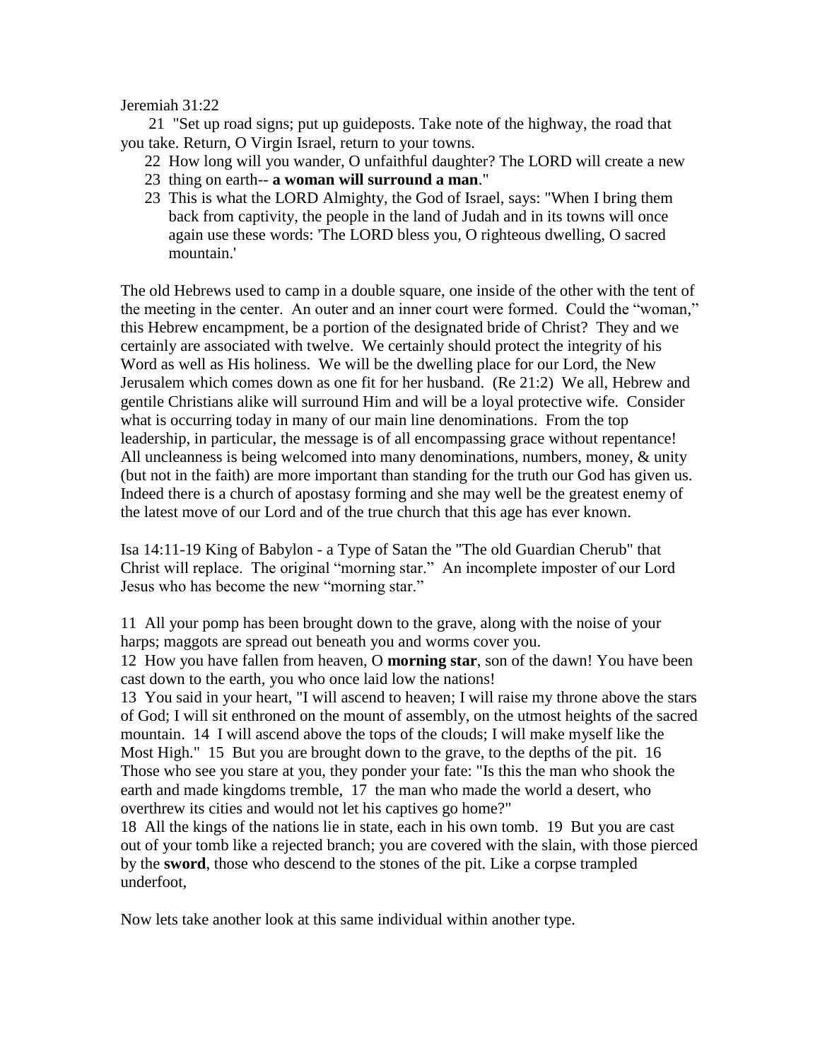Jeremiah 31:22

21 "Set up road signs; put up guideposts. Take note of the highway, the road that you take. Return, O Virgin Israel, return to your towns.

22 How long will you wander, O unfaithful daughter? The LORD will create a new

23 thing on earth-- **a woman will surround a man**."

23 This is what the LORD Almighty, the God of Israel, says: "When I bring them back from captivity, the people in the land of Judah and in its towns will once again use these words: 'The LORD bless you, O righteous dwelling, O sacred mountain.'

The old Hebrews used to camp in a double square, one inside of the other with the tent of the meeting in the center. An outer and an inner court were formed. Could the "woman," this Hebrew encampment, be a portion of the designated bride of Christ? They and we certainly are associated with twelve. We certainly should protect the integrity of his Word as well as His holiness. We will be the dwelling place for our Lord, the New Jerusalem which comes down as one fit for her husband. (Re 21:2) We all, Hebrew and gentile Christians alike will surround Him and will be a loyal protective wife. Consider what is occurring today in many of our main line denominations. From the top leadership, in particular, the message is of all encompassing grace without repentance! All uncleanness is being welcomed into many denominations, numbers, money, & unity (but not in the faith) are more important than standing for the truth our God has given us. Indeed there is a church of apostasy forming and she may well be the greatest enemy of the latest move of our Lord and of the true church that this age has ever known.

Isa 14:11-19 King of Babylon - a Type of Satan the "The old Guardian Cherub" that Christ will replace. The original "morning star." An incomplete imposter of our Lord Jesus who has become the new "morning star."

11 All your pomp has been brought down to the grave, along with the noise of your harps; maggots are spread out beneath you and worms cover you.

12 How you have fallen from heaven, O **morning star**, son of the dawn! You have been cast down to the earth, you who once laid low the nations!

13 You said in your heart, "I will ascend to heaven; I will raise my throne above the stars of God; I will sit enthroned on the mount of assembly, on the utmost heights of the sacred mountain. 14 I will ascend above the tops of the clouds; I will make myself like the Most High." 15 But you are brought down to the grave, to the depths of the pit. 16 Those who see you stare at you, they ponder your fate: "Is this the man who shook the earth and made kingdoms tremble, 17 the man who made the world a desert, who overthrew its cities and would not let his captives go home?"

18 All the kings of the nations lie in state, each in his own tomb. 19 But you are cast out of your tomb like a rejected branch; you are covered with the slain, with those pierced by the **sword**, those who descend to the stones of the pit. Like a corpse trampled underfoot,

Now lets take another look at this same individual within another type.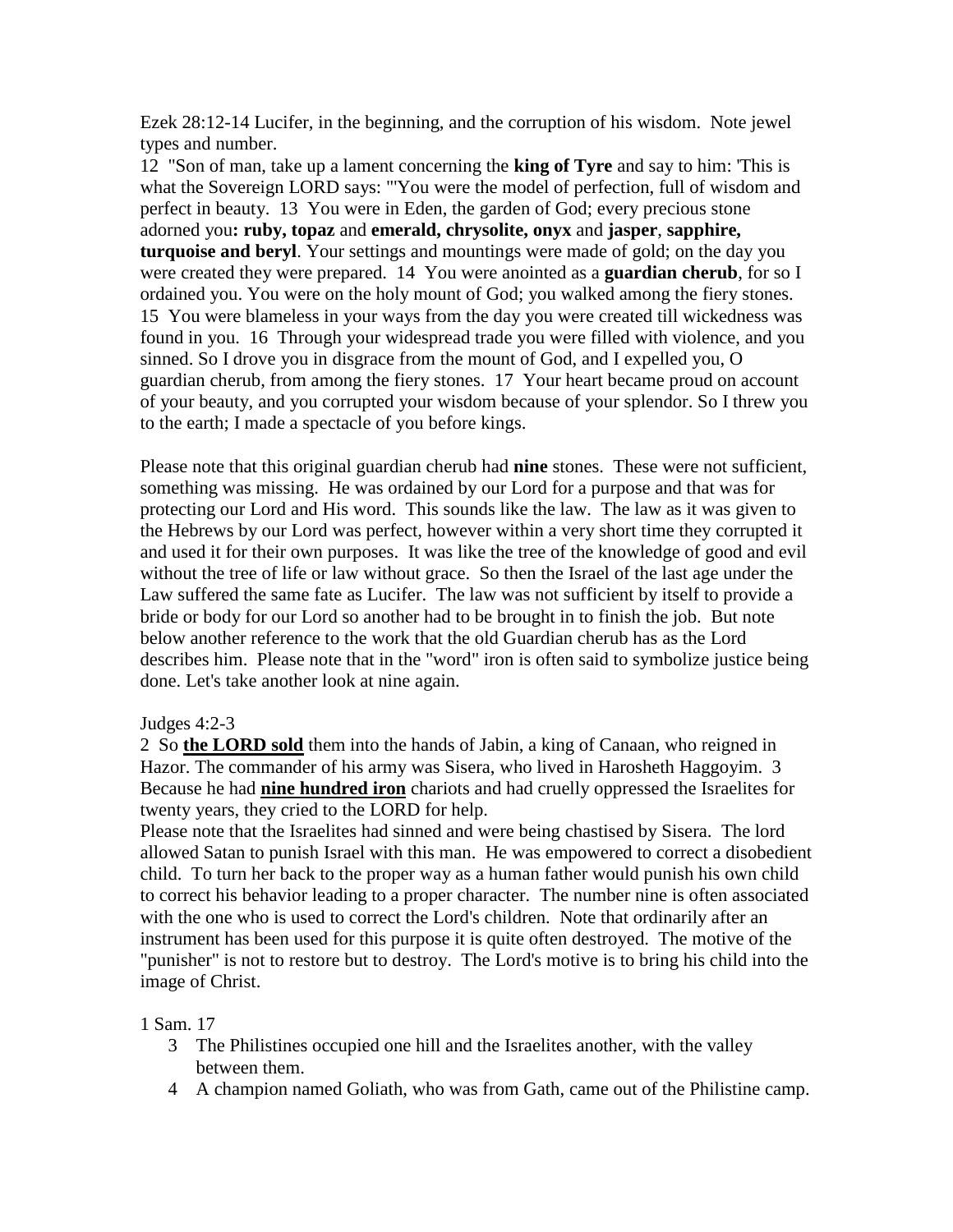Ezek 28:12-14 Lucifer, in the beginning, and the corruption of his wisdom. Note jewel types and number.

12 "Son of man, take up a lament concerning the **king of Tyre** and say to him: 'This is what the Sovereign LORD says: "'You were the model of perfection, full of wisdom and perfect in beauty. 13 You were in Eden, the garden of God; every precious stone adorned you**: ruby, topaz** and **emerald, chrysolite, onyx** and **jasper**, **sapphire, turquoise and beryl**. Your settings and mountings were made of gold; on the day you were created they were prepared. 14 You were anointed as a **guardian cherub**, for so I ordained you. You were on the holy mount of God; you walked among the fiery stones. 15 You were blameless in your ways from the day you were created till wickedness was found in you. 16 Through your widespread trade you were filled with violence, and you sinned. So I drove you in disgrace from the mount of God, and I expelled you, O guardian cherub, from among the fiery stones. 17 Your heart became proud on account of your beauty, and you corrupted your wisdom because of your splendor. So I threw you to the earth; I made a spectacle of you before kings.

Please note that this original guardian cherub had **nine** stones. These were not sufficient, something was missing. He was ordained by our Lord for a purpose and that was for protecting our Lord and His word. This sounds like the law. The law as it was given to the Hebrews by our Lord was perfect, however within a very short time they corrupted it and used it for their own purposes. It was like the tree of the knowledge of good and evil without the tree of life or law without grace. So then the Israel of the last age under the Law suffered the same fate as Lucifer. The law was not sufficient by itself to provide a bride or body for our Lord so another had to be brought in to finish the job. But note below another reference to the work that the old Guardian cherub has as the Lord describes him. Please note that in the "word" iron is often said to symbolize justice being done. Let's take another look at nine again.

Judges 4:2-3

2 So **<u>the LORD sold</u>** them into the hands of Jabin, a king of Canaan, who reigned in Hazor. The commander of his army was Sisera, who lived in Harosheth Haggoyim. 3 Because he had **<u>nine hundred iron</u>** chariots and had cruelly oppressed the Israelites for twenty years, they cried to the LORD for help.

Please note that the Israelites had sinned and were being chastised by Sisera. The lord allowed Satan to punish Israel with this man. He was empowered to correct a disobedient child. To turn her back to the proper way as a human father would punish his own child to correct his behavior leading to a proper character. The number nine is often associated with the one who is used to correct the Lord's children. Note that ordinarily after an instrument has been used for this purpose it is quite often destroyed. The motive of the "punisher" is not to restore but to destroy. The Lord's motive is to bring his child into the image of Christ.

1 Sam. 17

3 The Philistines occupied one hill and the Israelites another, with the valley between them.

4 A champion named Goliath, who was from Gath, came out of the Philistine camp.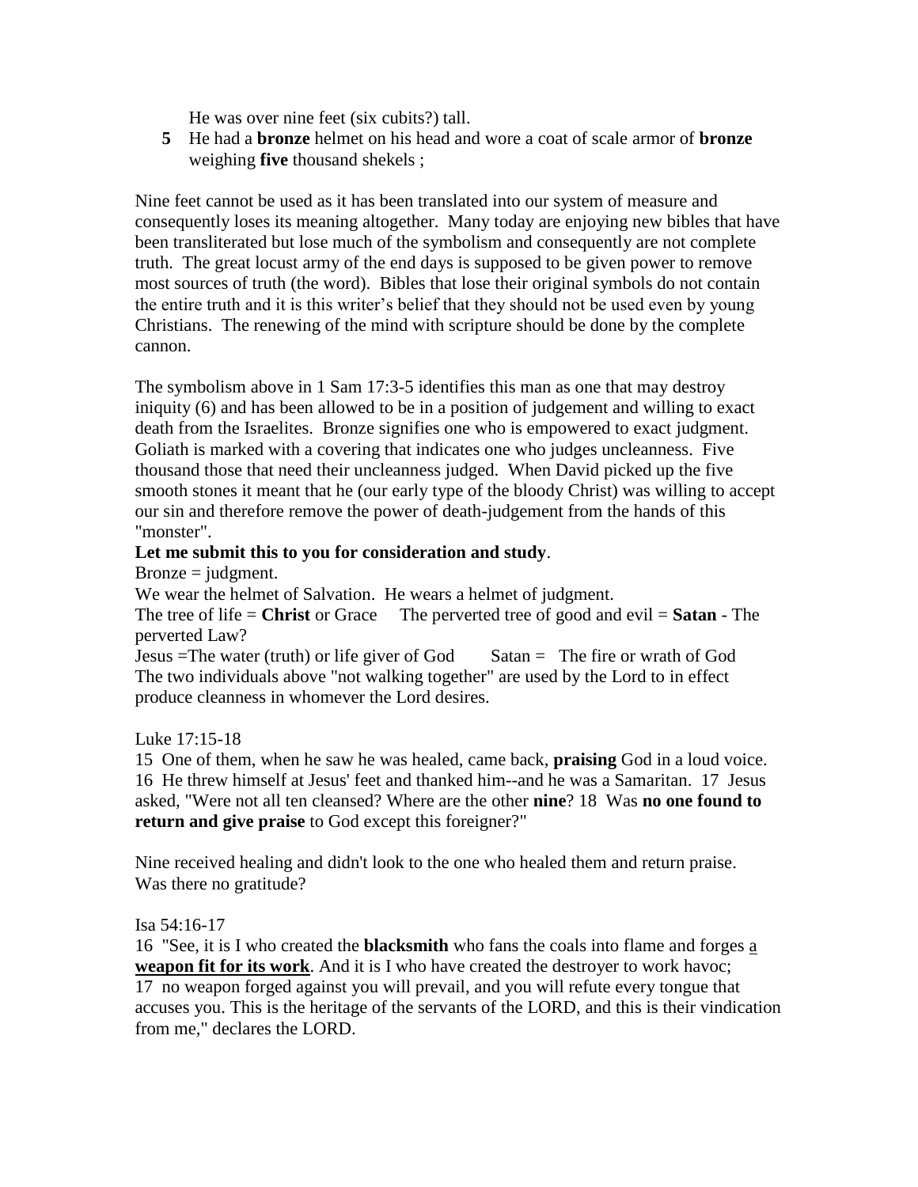He was over nine feet (six cubits?) tall.

**5** He had a **bronze** helmet on his head and wore a coat of scale armor of **bronze** weighing **five** thousand shekels ;

Nine feet cannot be used as it has been translated into our system of measure and consequently loses its meaning altogether. Many today are enjoying new bibles that have been transliterated but lose much of the symbolism and consequently are not complete truth. The great locust army of the end days is supposed to be given power to remove most sources of truth (the word). Bibles that lose their original symbols do not contain the entire truth and it is this writer's belief that they should not be used even by young Christians. The renewing of the mind with scripture should be done by the complete cannon.

The symbolism above in 1 Sam 17:3-5 identifies this man as one that may destroy iniquity (6) and has been allowed to be in a position of judgement and willing to exact death from the Israelites. Bronze signifies one who is empowered to exact judgment. Goliath is marked with a covering that indicates one who judges uncleanness. Five thousand those that need their uncleanness judged. When David picked up the five smooth stones it meant that he (our early type of the bloody Christ) was willing to accept our sin and therefore remove the power of death-judgement from the hands of this "monster".

**Let me submit this to you for consideration and study**.

Bronze = judgment.

We wear the helmet of Salvation. He wears a helmet of judgment.

The tree of life = **Christ** or Grace    The perverted tree of good and evil = **Satan** - The perverted Law?

Jesus =The water (truth) or life giver of God    Satan = The fire or wrath of God

The two individuals above "not walking together" are used by the Lord to in effect produce cleanness in whomever the Lord desires.

Luke 17:15-18

15 One of them, when he saw he was healed, came back, **praising** God in a loud voice. 16 He threw himself at Jesus' feet and thanked him--and he was a Samaritan. 17 Jesus asked, "Were not all ten cleansed? Where are the other **nine**? 18 Was **no one found to return and give praise** to God except this foreigner?"

Nine received healing and didn't look to the one who healed them and return praise. Was there no gratitude?

Isa 54:16-17

16 "See, it is I who created the **blacksmith** who fans the coals into flame and forges <u>a **weapon fit for its work**</u>. And it is I who have created the destroyer to work havoc;
17 no weapon forged against you will prevail, and you will refute every tongue that accuses you. This is the heritage of the servants of the LORD, and this is their vindication from me," declares the LORD.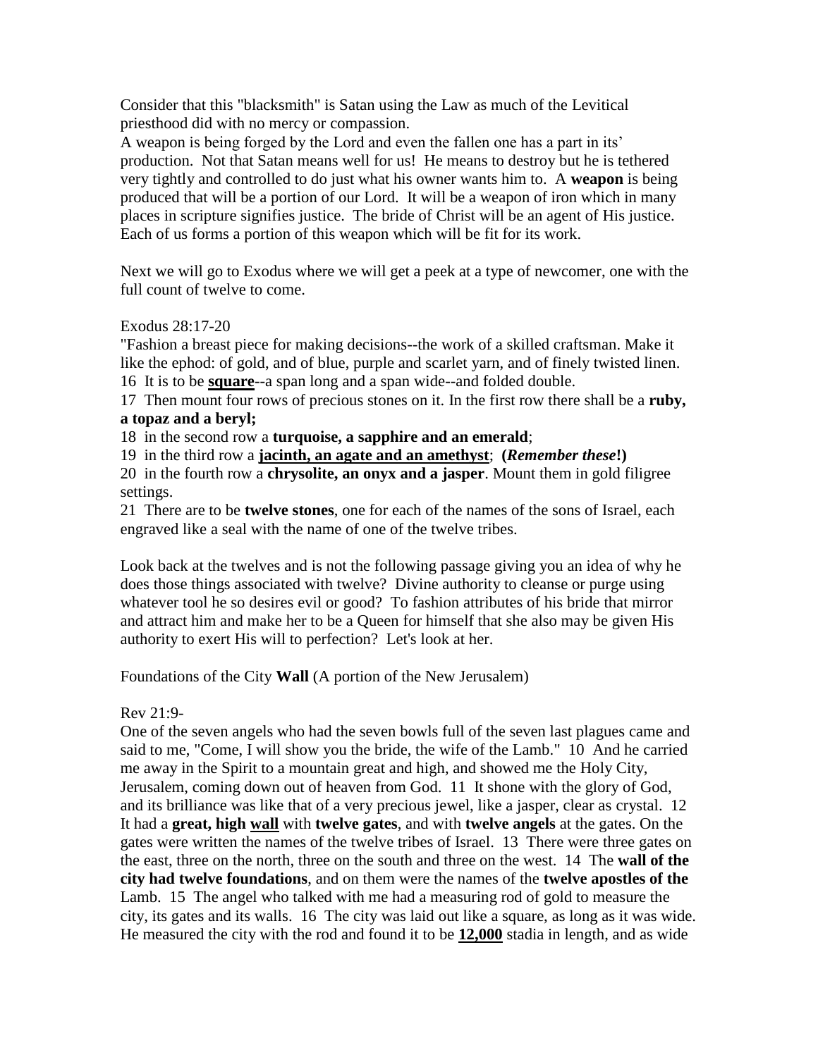Consider that this "blacksmith" is Satan using the Law as much of the Levitical priesthood did with no mercy or compassion.

A weapon is being forged by the Lord and even the fallen one has a part in its' production. Not that Satan means well for us! He means to destroy but he is tethered very tightly and controlled to do just what his owner wants him to. A **weapon** is being produced that will be a portion of our Lord. It will be a weapon of iron which in many places in scripture signifies justice. The bride of Christ will be an agent of His justice. Each of us forms a portion of this weapon which will be fit for its work.

Next we will go to Exodus where we will get a peek at a type of newcomer, one with the full count of twelve to come.

Exodus 28:17-20

"Fashion a breast piece for making decisions--the work of a skilled craftsman. Make it like the ephod: of gold, and of blue, purple and scarlet yarn, and of finely twisted linen.

16 It is to be **<u>square</u>**--a span long and a span wide--and folded double.

17 Then mount four rows of precious stones on it. In the first row there shall be a **ruby, a topaz and a beryl;**

18 in the second row a **turquoise, a sapphire and an emerald**;

19 in the third row a **<u>jacinth, an agate and an amethyst</u>**; **(*Remember these!*)**

20 in the fourth row a **chrysolite, an onyx and a jasper**. Mount them in gold filigree settings.

21 There are to be **twelve stones**, one for each of the names of the sons of Israel, each engraved like a seal with the name of one of the twelve tribes.

Look back at the twelves and is not the following passage giving you an idea of why he does those things associated with twelve? Divine authority to cleanse or purge using whatever tool he so desires evil or good? To fashion attributes of his bride that mirror and attract him and make her to be a Queen for himself that she also may be given His authority to exert His will to perfection? Let's look at her.

Foundations of the City **Wall** (A portion of the New Jerusalem)

Rev 21:9-

One of the seven angels who had the seven bowls full of the seven last plagues came and said to me, "Come, I will show you the bride, the wife of the Lamb." 10 And he carried me away in the Spirit to a mountain great and high, and showed me the Holy City, Jerusalem, coming down out of heaven from God. 11 It shone with the glory of God, and its brilliance was like that of a very precious jewel, like a jasper, clear as crystal. 12 It had a **great, high <u>wall</u>** with **twelve gates**, and with **twelve angels** at the gates. On the gates were written the names of the twelve tribes of Israel. 13 There were three gates on the east, three on the north, three on the south and three on the west. 14 The **wall of the city had twelve foundations**, and on them were the names of the **twelve apostles of the** Lamb. 15 The angel who talked with me had a measuring rod of gold to measure the city, its gates and its walls. 16 The city was laid out like a square, as long as it was wide. He measured the city with the rod and found it to be **<u>12,000</u>** stadia in length, and as wide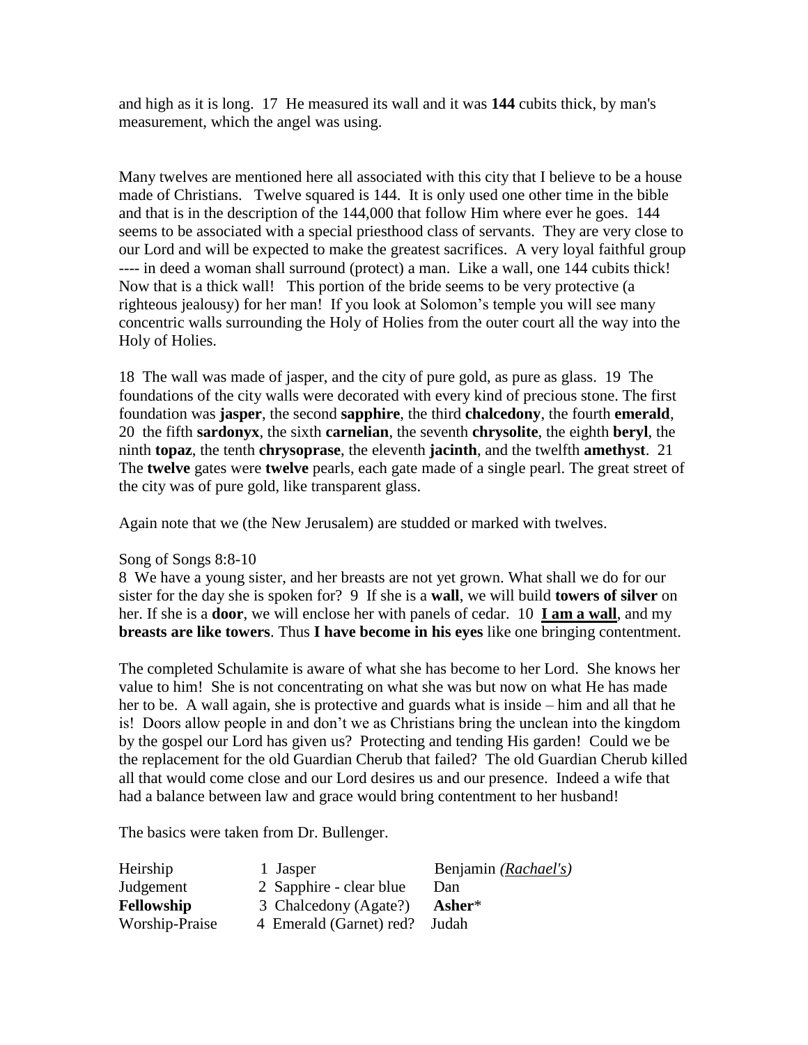and high as it is long.  17  He measured its wall and it was **144** cubits thick, by man's measurement, which the angel was using.

Many twelves are mentioned here all associated with this city that I believe to be a house made of Christians.  Twelve squared is 144.  It is only used one other time in the bible and that is in the description of the 144,000 that follow Him where ever he goes.  144 seems to be associated with a special priesthood class of servants.  They are very close to our Lord and will be expected to make the greatest sacrifices.  A very loyal faithful group ---- in deed a woman shall surround (protect) a man.  Like a wall, one 144 cubits thick!  Now that is a thick wall!  This portion of the bride seems to be very protective (a righteous jealousy) for her man!  If you look at Solomon's temple you will see many concentric walls surrounding the Holy of Holies from the outer court all the way into the Holy of Holies.

18  The wall was made of jasper, and the city of pure gold, as pure as glass.  19  The foundations of the city walls were decorated with every kind of precious stone. The first foundation was **jasper**, the second **sapphire**, the third **chalcedony**, the fourth **emerald**, 20  the fifth **sardonyx**, the sixth **carnelian**, the seventh **chrysolite**, the eighth **beryl**, the ninth **topaz**, the tenth **chrysoprase**, the eleventh **jacinth**, and the twelfth **amethyst**.  21  The **twelve** gates were **twelve** pearls, each gate made of a single pearl. The great street of the city was of pure gold, like transparent glass.

Again note that we (the New Jerusalem) are studded or marked with twelves.

Song of Songs 8:8-10
8  We have a young sister, and her breasts are not yet grown. What shall we do for our sister for the day she is spoken for?  9  If she is a **wall**, we will build **towers of silver** on her. If she is a **door**, we will enclose her with panels of cedar.  10  **<u>I am a wall</u>**, and my **breasts are like towers**. Thus **I have become in his eyes** like one bringing contentment.

The completed Schulamite is aware of what she has become to her Lord.  She knows her value to him!  She is not concentrating on what she was but now on what He has made her to be.  A wall again, she is protective and guards what is inside – him and all that he is!  Doors allow people in and don't we as Christians bring the unclean into the kingdom by the gospel our Lord has given us?  Protecting and tending His garden!  Could we be the replacement for the old Guardian Cherub that failed?  The old Guardian Cherub killed all that would come close and our Lord desires us and our presence.  Indeed a wife that had a balance between law and grace would bring contentment to her husband!

The basics were taken from Dr. Bullenger.

| | | |
|---|---|---|
| Heirship | 1 Jasper | Benjamin *(<u>Rachael's</u>)* |
| Judgement | 2 Sapphire - clear blue | Dan |
| **Fellowship** | 3 Chalcedony (Agate?) | **Asher*** |
| Worship-Praise | 4 Emerald (Garnet) red? | Judah |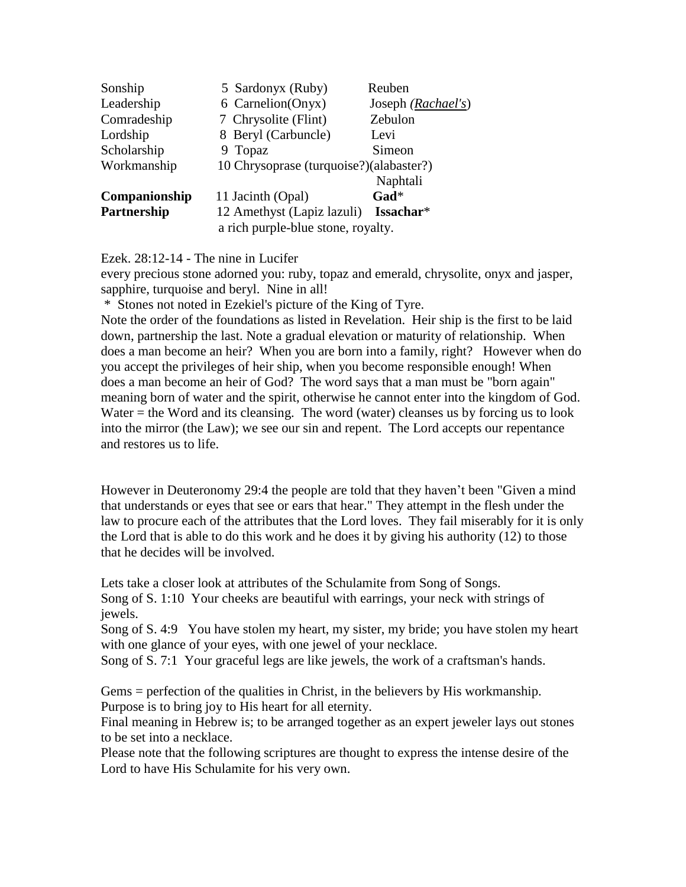| | | |
|---|---|---|
| Sonship | 5 Sardonyx (Ruby) | Reuben |
| Leadership | 6 Carnelion(Onyx) | Joseph (*Rachael's*) |
| Comradeship | 7 Chrysolite (Flint) | Zebulon |
| Lordship | 8 Beryl (Carbuncle) | Levi |
| Scholarship | 9 Topaz | Simeon |
| Workmanship | 10 Chrysoprase (turquoise?)(alabaster?) | Naphtali |
| **Companionship** | 11 Jacinth (Opal) | **Gad*** |
| **Partnership** | 12 Amethyst (Lapiz lazuli) a rich purple-blue stone, royalty. | **Issachar*** |

Ezek. 28:12-14 - The nine in Lucifer
every precious stone adorned you: ruby, topaz and emerald, chrysolite, onyx and jasper, sapphire, turquoise and beryl. Nine in all!
\* Stones not noted in Ezekiel's picture of the King of Tyre.
Note the order of the foundations as listed in Revelation. Heir ship is the first to be laid down, partnership the last. Note a gradual elevation or maturity of relationship. When does a man become an heir? When you are born into a family, right? However when do you accept the privileges of heir ship, when you become responsible enough! When does a man become an heir of God? The word says that a man must be "born again" meaning born of water and the spirit, otherwise he cannot enter into the kingdom of God. Water = the Word and its cleansing. The word (water) cleanses us by forcing us to look into the mirror (the Law); we see our sin and repent. The Lord accepts our repentance and restores us to life.

However in Deuteronomy 29:4 the people are told that they haven't been "Given a mind that understands or eyes that see or ears that hear." They attempt in the flesh under the law to procure each of the attributes that the Lord loves. They fail miserably for it is only the Lord that is able to do this work and he does it by giving his authority (12) to those that he decides will be involved.

Lets take a closer look at attributes of the Schulamite from Song of Songs.
Song of S. 1:10 Your cheeks are beautiful with earrings, your neck with strings of jewels.
Song of S. 4:9 You have stolen my heart, my sister, my bride; you have stolen my heart with one glance of your eyes, with one jewel of your necklace.
Song of S. 7:1 Your graceful legs are like jewels, the work of a craftsman's hands.

Gems = perfection of the qualities in Christ, in the believers by His workmanship. Purpose is to bring joy to His heart for all eternity.
Final meaning in Hebrew is; to be arranged together as an expert jeweler lays out stones to be set into a necklace.
Please note that the following scriptures are thought to express the intense desire of the Lord to have His Schulamite for his very own.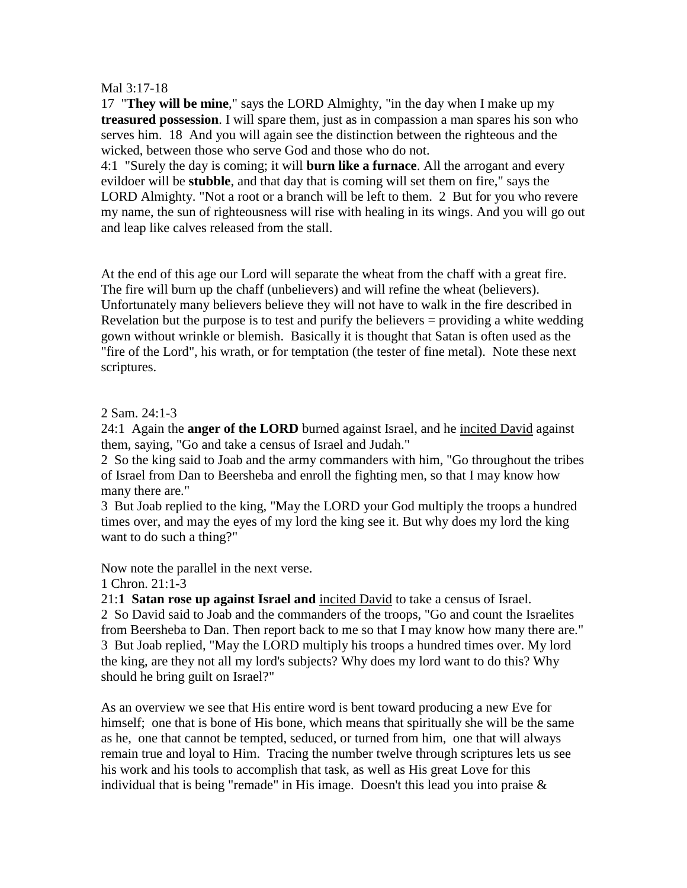Mal 3:17-18

17 "**They will be mine**," says the LORD Almighty, "in the day when I make up my **treasured possession**. I will spare them, just as in compassion a man spares his son who serves him. 18 And you will again see the distinction between the righteous and the wicked, between those who serve God and those who do not.

4:1 "Surely the day is coming; it will **burn like a furnace**. All the arrogant and every evildoer will be **stubble**, and that day that is coming will set them on fire," says the LORD Almighty. "Not a root or a branch will be left to them. 2 But for you who revere my name, the sun of righteousness will rise with healing in its wings. And you will go out and leap like calves released from the stall.

At the end of this age our Lord will separate the wheat from the chaff with a great fire. The fire will burn up the chaff (unbelievers) and will refine the wheat (believers). Unfortunately many believers believe they will not have to walk in the fire described in Revelation but the purpose is to test and purify the believers = providing a white wedding gown without wrinkle or blemish. Basically it is thought that Satan is often used as the "fire of the Lord", his wrath, or for temptation (the tester of fine metal). Note these next scriptures.

2 Sam. 24:1-3

24:1 Again the **anger of the LORD** burned against Israel, and he <u>incited David</u> against them, saying, "Go and take a census of Israel and Judah."

2 So the king said to Joab and the army commanders with him, "Go throughout the tribes of Israel from Dan to Beersheba and enroll the fighting men, so that I may know how many there are."

3 But Joab replied to the king, "May the LORD your God multiply the troops a hundred times over, and may the eyes of my lord the king see it. But why does my lord the king want to do such a thing?"

Now note the parallel in the next verse.

1 Chron. 21:1-3

21:**1 Satan rose up against Israel and** <u>incited David</u> to take a census of Israel.

2 So David said to Joab and the commanders of the troops, "Go and count the Israelites from Beersheba to Dan. Then report back to me so that I may know how many there are."

3 But Joab replied, "May the LORD multiply his troops a hundred times over. My lord the king, are they not all my lord's subjects? Why does my lord want to do this? Why should he bring guilt on Israel?"

As an overview we see that His entire word is bent toward producing a new Eve for himself; one that is bone of His bone, which means that spiritually she will be the same as he, one that cannot be tempted, seduced, or turned from him, one that will always remain true and loyal to Him. Tracing the number twelve through scriptures lets us see his work and his tools to accomplish that task, as well as His great Love for this individual that is being "remade" in His image. Doesn't this lead you into praise &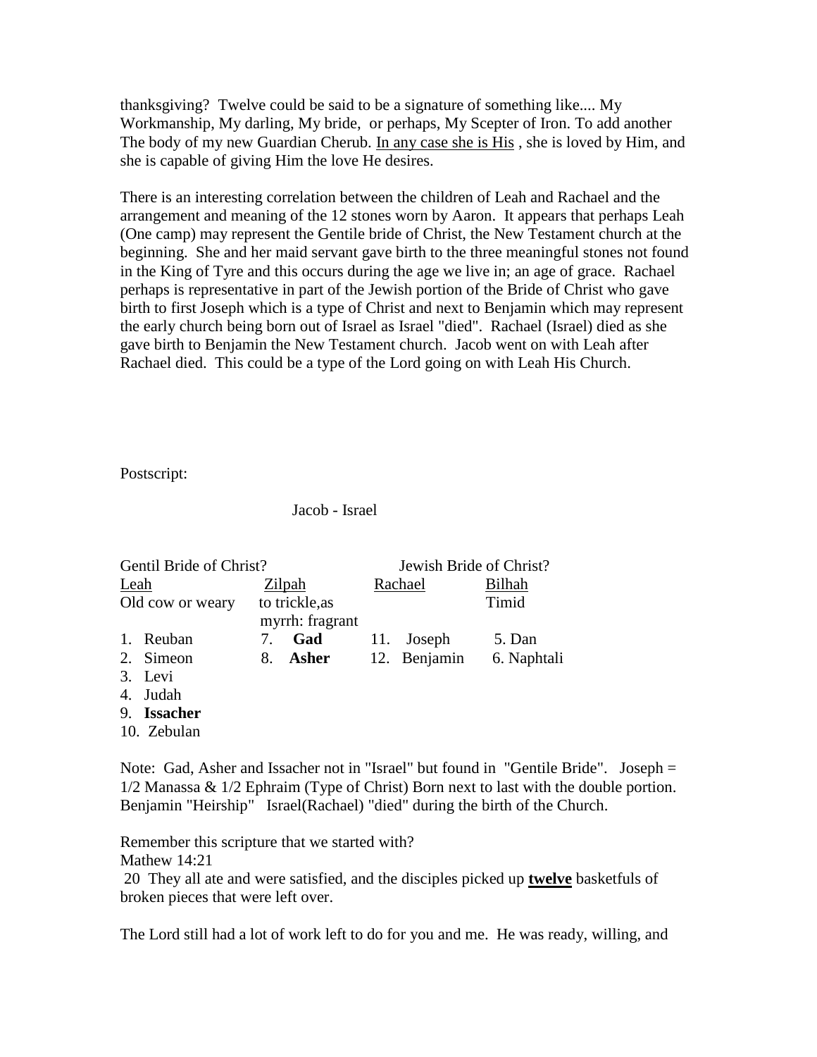thanksgiving? Twelve could be said to be a signature of something like.... My Workmanship, My darling, My bride, or perhaps, My Scepter of Iron. To add another The body of my new Guardian Cherub. <u>In any case she is His</u> , she is loved by Him, and she is capable of giving Him the love He desires.

There is an interesting correlation between the children of Leah and Rachael and the arrangement and meaning of the 12 stones worn by Aaron. It appears that perhaps Leah (One camp) may represent the Gentile bride of Christ, the New Testament church at the beginning. She and her maid servant gave birth to the three meaningful stones not found in the King of Tyre and this occurs during the age we live in; an age of grace. Rachael perhaps is representative in part of the Jewish portion of the Bride of Christ who gave birth to first Joseph which is a type of Christ and next to Benjamin which may represent the early church being born out of Israel as Israel "died". Rachael (Israel) died as she gave birth to Benjamin the New Testament church. Jacob went on with Leah after Rachael died. This could be a type of the Lord going on with Leah His Church.

Postscript:

Jacob - Israel

| Gentil Bride of Christ? | | Jewish Bride of Christ? | |
|---|---|---|---|
| <u>Leah</u> | <u>Zilpah</u> | <u>Rachael</u> | <u>Bilhah</u> |
| Old cow or weary | to trickle,as myrrh: fragrant | | Timid |
| 1. Reuban | 7. **Gad** | 11. Joseph | 5. Dan |
| 2. Simeon | 8. **Asher** | 12. Benjamin | 6. Naphtali |
| 3. Levi | | | |
| 4. Judah | | | |
| 9. **Issacher** | | | |
| 10. Zebulan | | | |

Note: Gad, Asher and Issacher not in "Israel" but found in "Gentile Bride". Joseph = 1/2 Manassa & 1/2 Ephraim (Type of Christ) Born next to last with the double portion. Benjamin "Heirship" Israel(Rachael) "died" during the birth of the Church.

Remember this scripture that we started with?
Mathew 14:21
20 They all ate and were satisfied, and the disciples picked up **<u>twelve</u>** basketfuls of broken pieces that were left over.

The Lord still had a lot of work left to do for you and me. He was ready, willing, and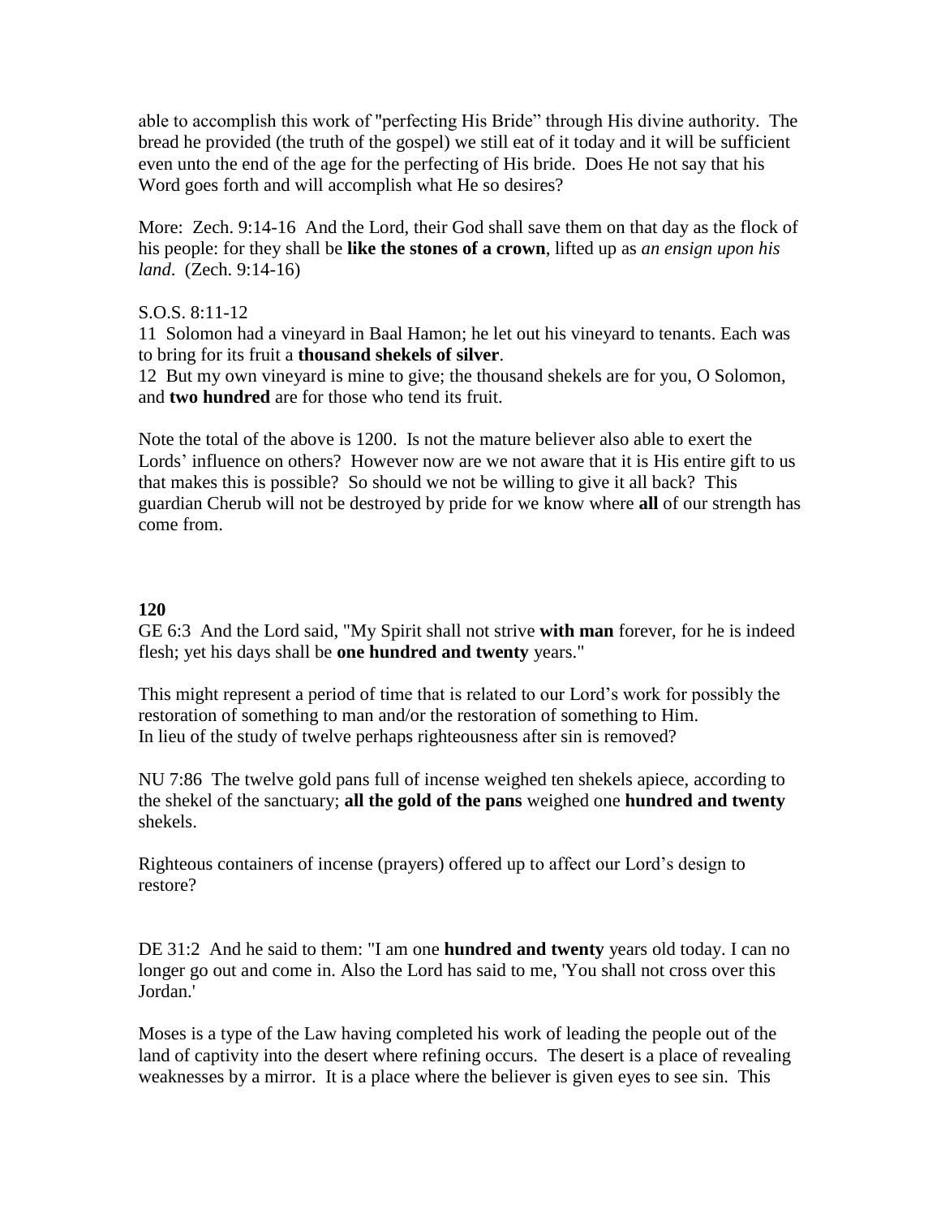able to accomplish this work of "perfecting His Bride" through His divine authority. The bread he provided (the truth of the gospel) we still eat of it today and it will be sufficient even unto the end of the age for the perfecting of His bride. Does He not say that his Word goes forth and will accomplish what He so desires?

More: Zech. 9:14-16 And the Lord, their God shall save them on that day as the flock of his people: for they shall be **like the stones of a crown**, lifted up as *an ensign upon his land*. (Zech. 9:14-16)

S.O.S. 8:11-12
11 Solomon had a vineyard in Baal Hamon; he let out his vineyard to tenants. Each was to bring for its fruit a **thousand shekels of silver**.
12 But my own vineyard is mine to give; the thousand shekels are for you, O Solomon, and **two hundred** are for those who tend its fruit.

Note the total of the above is 1200. Is not the mature believer also able to exert the Lords' influence on others? However now are we not aware that it is His entire gift to us that makes this is possible? So should we not be willing to give it all back? This guardian Cherub will not be destroyed by pride for we know where **all** of our strength has come from.

**120**

GE 6:3 And the Lord said, "My Spirit shall not strive **with man** forever, for he is indeed flesh; yet his days shall be **one hundred and twenty** years."

This might represent a period of time that is related to our Lord's work for possibly the restoration of something to man and/or the restoration of something to Him.
In lieu of the study of twelve perhaps righteousness after sin is removed?

NU 7:86 The twelve gold pans full of incense weighed ten shekels apiece, according to the shekel of the sanctuary; **all the gold of the pans** weighed one **hundred and twenty** shekels.

Righteous containers of incense (prayers) offered up to affect our Lord's design to restore?

DE 31:2 And he said to them: "I am one **hundred and twenty** years old today. I can no longer go out and come in. Also the Lord has said to me, 'You shall not cross over this Jordan.'

Moses is a type of the Law having completed his work of leading the people out of the land of captivity into the desert where refining occurs. The desert is a place of revealing weaknesses by a mirror. It is a place where the believer is given eyes to see sin. This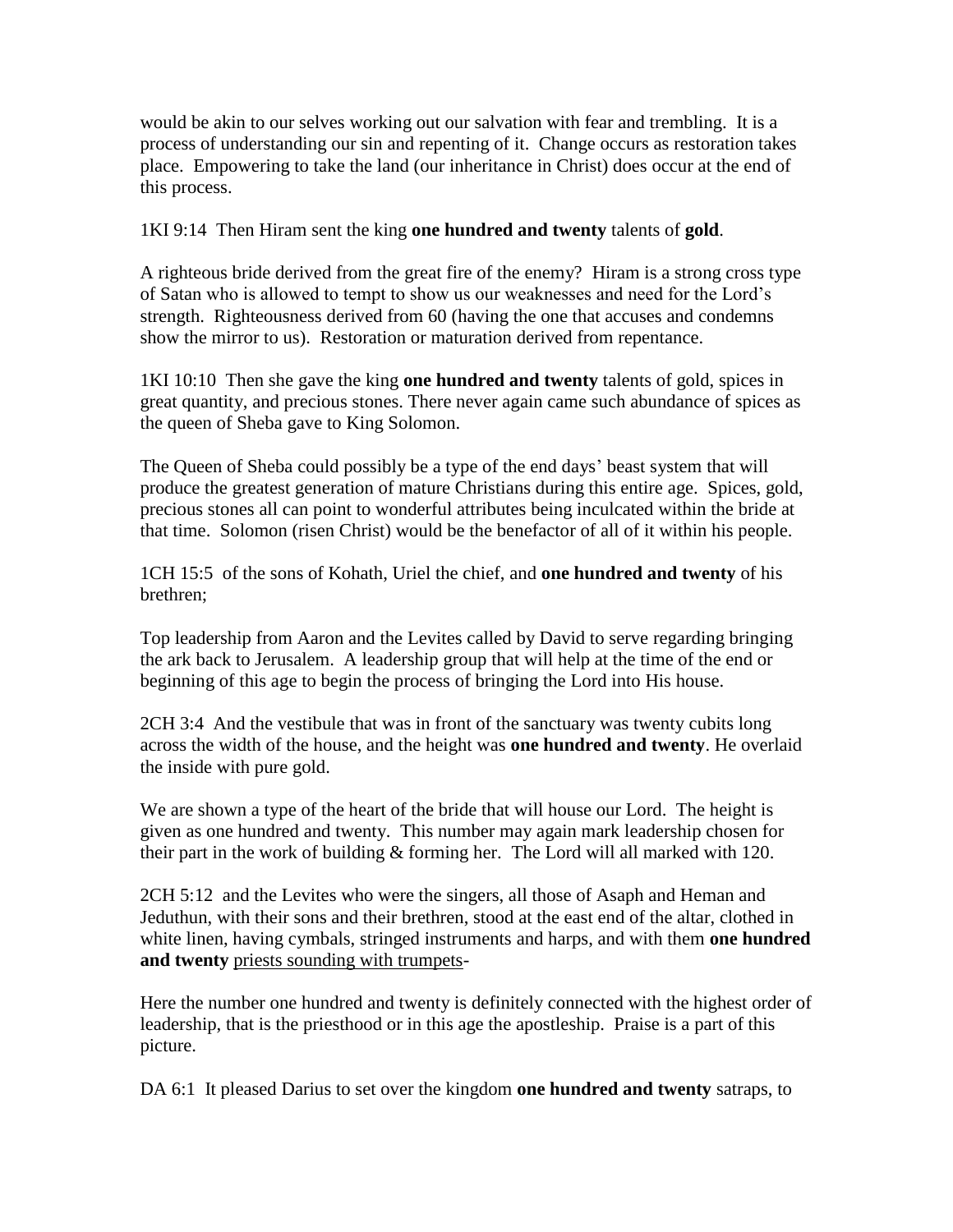would be akin to our selves working out our salvation with fear and trembling. It is a process of understanding our sin and repenting of it. Change occurs as restoration takes place. Empowering to take the land (our inheritance in Christ) does occur at the end of this process.

1KI 9:14 Then Hiram sent the king **one hundred and twenty** talents of **gold**.

A righteous bride derived from the great fire of the enemy? Hiram is a strong cross type of Satan who is allowed to tempt to show us our weaknesses and need for the Lord's strength. Righteousness derived from 60 (having the one that accuses and condemns show the mirror to us). Restoration or maturation derived from repentance.

1KI 10:10 Then she gave the king **one hundred and twenty** talents of gold, spices in great quantity, and precious stones. There never again came such abundance of spices as the queen of Sheba gave to King Solomon.

The Queen of Sheba could possibly be a type of the end days' beast system that will produce the greatest generation of mature Christians during this entire age. Spices, gold, precious stones all can point to wonderful attributes being inculcated within the bride at that time. Solomon (risen Christ) would be the benefactor of all of it within his people.

1CH 15:5 of the sons of Kohath, Uriel the chief, and **one hundred and twenty** of his brethren;

Top leadership from Aaron and the Levites called by David to serve regarding bringing the ark back to Jerusalem. A leadership group that will help at the time of the end or beginning of this age to begin the process of bringing the Lord into His house.

2CH 3:4 And the vestibule that was in front of the sanctuary was twenty cubits long across the width of the house, and the height was **one hundred and twenty**. He overlaid the inside with pure gold.

We are shown a type of the heart of the bride that will house our Lord. The height is given as one hundred and twenty. This number may again mark leadership chosen for their part in the work of building & forming her. The Lord will all marked with 120.

2CH 5:12 and the Levites who were the singers, all those of Asaph and Heman and Jeduthun, with their sons and their brethren, stood at the east end of the altar, clothed in white linen, having cymbals, stringed instruments and harps, and with them **one hundred and twenty** <u>priests sounding with trumpets</u>-

Here the number one hundred and twenty is definitely connected with the highest order of leadership, that is the priesthood or in this age the apostleship. Praise is a part of this picture.

DA 6:1 It pleased Darius to set over the kingdom **one hundred and twenty** satraps, to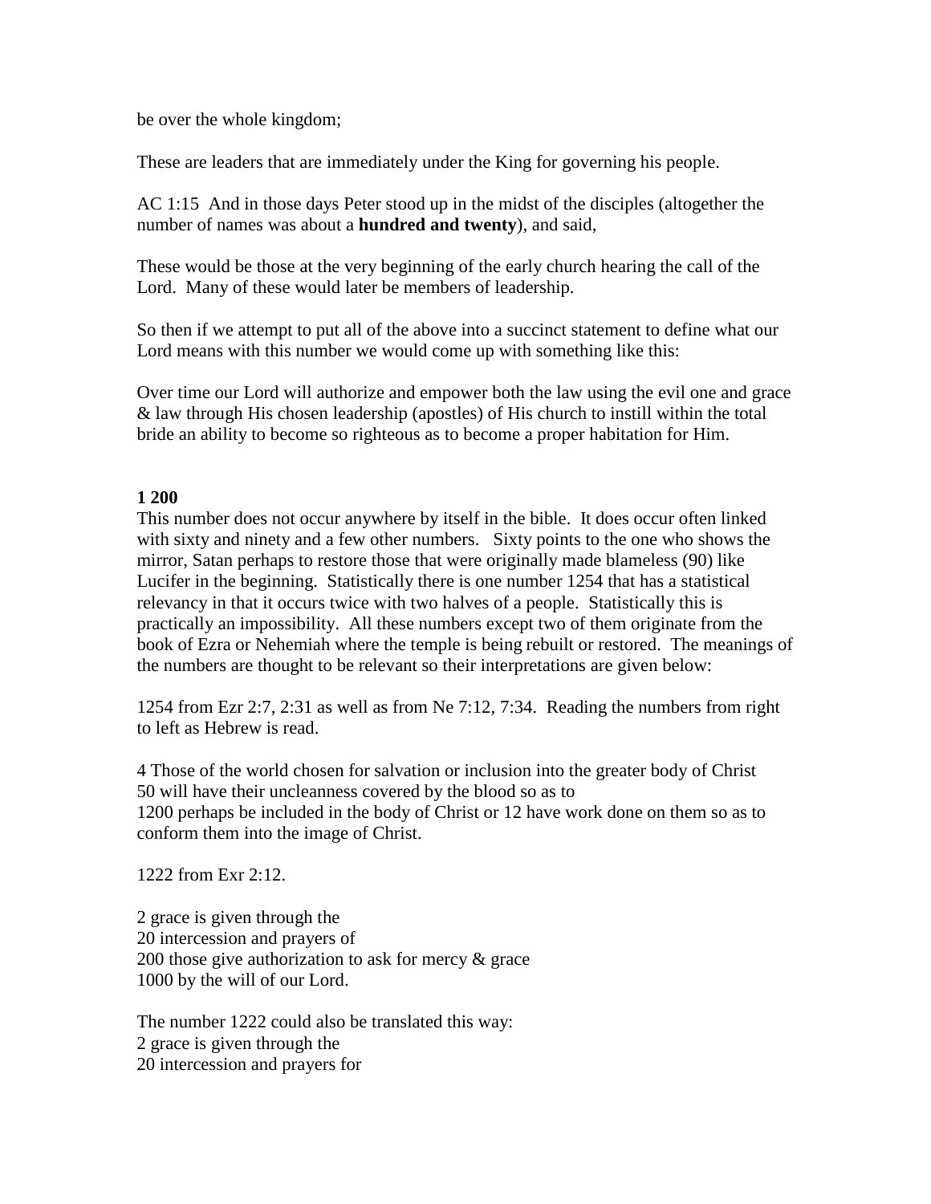be over the whole kingdom;

These are leaders that are immediately under the King for governing his people.

AC 1:15  And in those days Peter stood up in the midst of the disciples (altogether the number of names was about a **hundred and twenty**), and said,

These would be those at the very beginning of the early church hearing the call of the Lord.  Many of these would later be members of leadership.

So then if we attempt to put all of the above into a succinct statement to define what our Lord means with this number we would come up with something like this:

Over time our Lord will authorize and empower both the law using the evil one and grace & law through His chosen leadership (apostles) of His church to instill within the total bride an ability to become so righteous as to become a proper habitation for Him.

**1 200**

This number does not occur anywhere by itself in the bible.  It does occur often linked with sixty and ninety and a few other numbers.   Sixty points to the one who shows the mirror, Satan perhaps to restore those that were originally made blameless (90) like Lucifer in the beginning.  Statistically there is one number 1254 that has a statistical relevancy in that it occurs twice with two halves of a people.  Statistically this is practically an impossibility.  All these numbers except two of them originate from the book of Ezra or Nehemiah where the temple is being rebuilt or restored.  The meanings of the numbers are thought to be relevant so their interpretations are given below:

1254 from Ezr 2:7, 2:31 as well as from Ne 7:12, 7:34.  Reading the numbers from right to left as Hebrew is read.

4 Those of the world chosen for salvation or inclusion into the greater body of Christ
50 will have their uncleanness covered by the blood so as to
1200 perhaps be included in the body of Christ or 12 have work done on them so as to conform them into the image of Christ.

1222 from Exr 2:12.

2 grace is given through the
20 intercession and prayers of
200 those give authorization to ask for mercy & grace
1000 by the will of our Lord.

The number 1222 could also be translated this way:
2 grace is given through the
20 intercession and prayers for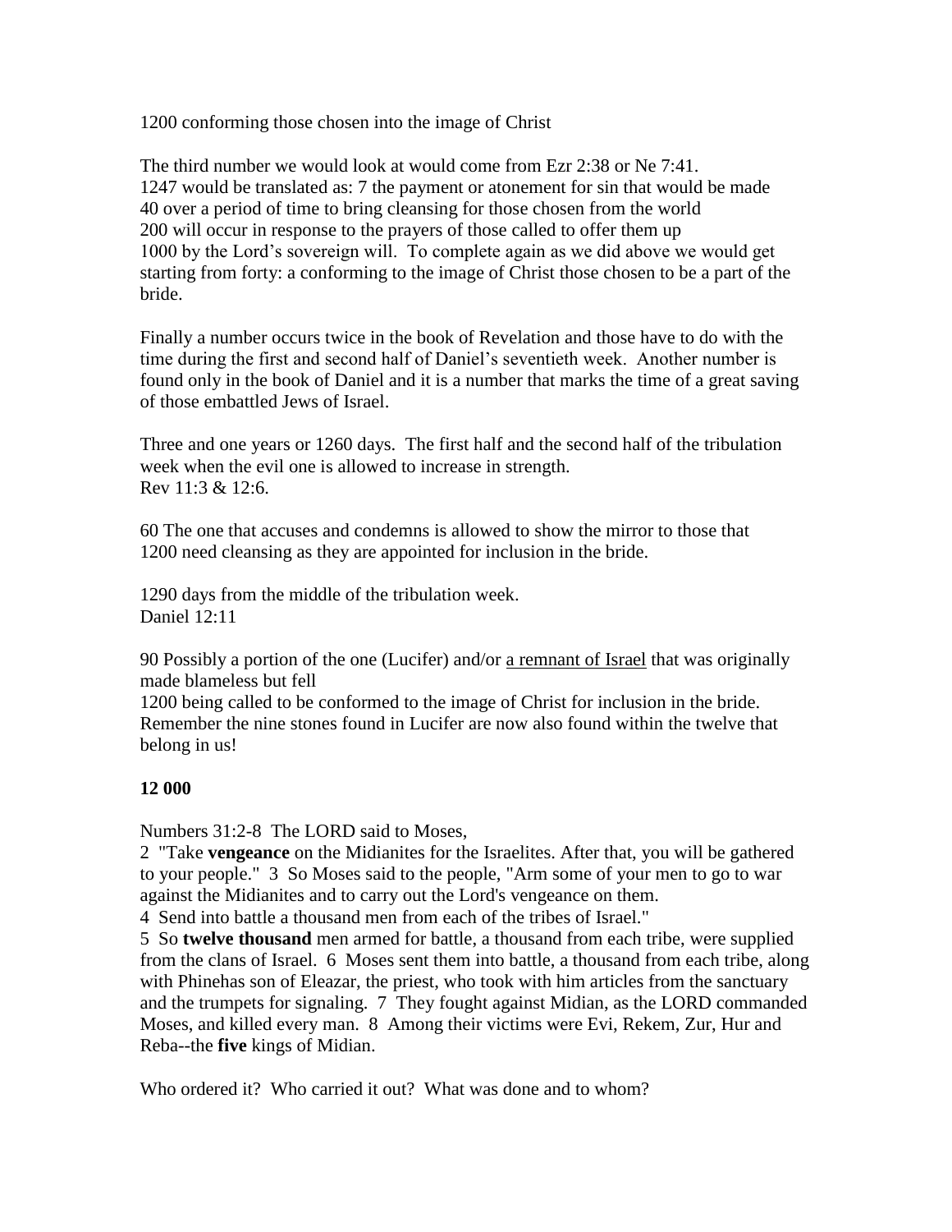1200 conforming those chosen into the image of Christ

The third number we would look at would come from Ezr 2:38 or Ne 7:41.
1247 would be translated as: 7 the payment or atonement for sin that would be made
40 over a period of time to bring cleansing for those chosen from the world
200 will occur in response to the prayers of those called to offer them up
1000 by the Lord's sovereign will. To complete again as we did above we would get starting from forty: a conforming to the image of Christ those chosen to be a part of the bride.

Finally a number occurs twice in the book of Revelation and those have to do with the time during the first and second half of Daniel's seventieth week. Another number is found only in the book of Daniel and it is a number that marks the time of a great saving of those embattled Jews of Israel.

Three and one years or 1260 days. The first half and the second half of the tribulation week when the evil one is allowed to increase in strength.
Rev 11:3 & 12:6.

60 The one that accuses and condemns is allowed to show the mirror to those that
1200 need cleansing as they are appointed for inclusion in the bride.

1290 days from the middle of the tribulation week.
Daniel 12:11

90 Possibly a portion of the one (Lucifer) and/or <u>a remnant of Israel</u> that was originally made blameless but fell
1200 being called to be conformed to the image of Christ for inclusion in the bride.
Remember the nine stones found in Lucifer are now also found within the twelve that belong in us!

**12 000**

Numbers 31:2-8 The LORD said to Moses,
2 "Take **vengeance** on the Midianites for the Israelites. After that, you will be gathered to your people." 3 So Moses said to the people, "Arm some of your men to go to war against the Midianites and to carry out the Lord's vengeance on them.
4 Send into battle a thousand men from each of the tribes of Israel."
5 So **twelve thousand** men armed for battle, a thousand from each tribe, were supplied from the clans of Israel. 6 Moses sent them into battle, a thousand from each tribe, along with Phinehas son of Eleazar, the priest, who took with him articles from the sanctuary and the trumpets for signaling. 7 They fought against Midian, as the LORD commanded Moses, and killed every man. 8 Among their victims were Evi, Rekem, Zur, Hur and Reba--the **five** kings of Midian.

Who ordered it? Who carried it out? What was done and to whom?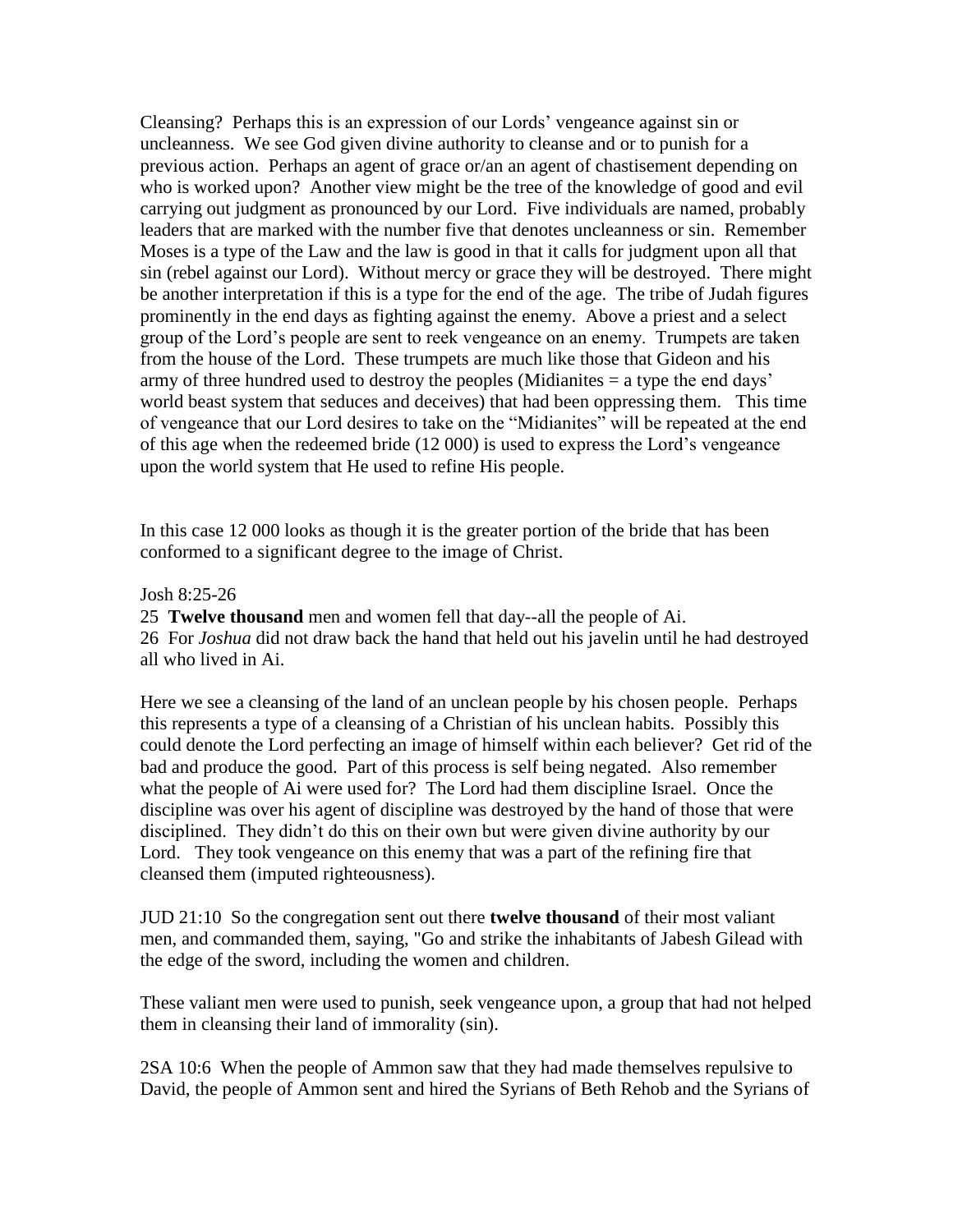Cleansing? Perhaps this is an expression of our Lords' vengeance against sin or uncleanness. We see God given divine authority to cleanse and or to punish for a previous action. Perhaps an agent of grace or/an an agent of chastisement depending on who is worked upon? Another view might be the tree of the knowledge of good and evil carrying out judgment as pronounced by our Lord. Five individuals are named, probably leaders that are marked with the number five that denotes uncleanness or sin. Remember Moses is a type of the Law and the law is good in that it calls for judgment upon all that sin (rebel against our Lord). Without mercy or grace they will be destroyed. There might be another interpretation if this is a type for the end of the age. The tribe of Judah figures prominently in the end days as fighting against the enemy. Above a priest and a select group of the Lord's people are sent to reek vengeance on an enemy. Trumpets are taken from the house of the Lord. These trumpets are much like those that Gideon and his army of three hundred used to destroy the peoples (Midianites = a type the end days' world beast system that seduces and deceives) that had been oppressing them. This time of vengeance that our Lord desires to take on the "Midianites" will be repeated at the end of this age when the redeemed bride (12 000) is used to express the Lord's vengeance upon the world system that He used to refine His people.

In this case 12 000 looks as though it is the greater portion of the bride that has been conformed to a significant degree to the image of Christ.

Josh 8:25-26
25 **Twelve thousand** men and women fell that day--all the people of Ai.
26 For *Joshua* did not draw back the hand that held out his javelin until he had destroyed all who lived in Ai.

Here we see a cleansing of the land of an unclean people by his chosen people. Perhaps this represents a type of a cleansing of a Christian of his unclean habits. Possibly this could denote the Lord perfecting an image of himself within each believer? Get rid of the bad and produce the good. Part of this process is self being negated. Also remember what the people of Ai were used for? The Lord had them discipline Israel. Once the discipline was over his agent of discipline was destroyed by the hand of those that were disciplined. They didn't do this on their own but were given divine authority by our Lord. They took vengeance on this enemy that was a part of the refining fire that cleansed them (imputed righteousness).

JUD 21:10 So the congregation sent out there **twelve thousand** of their most valiant men, and commanded them, saying, "Go and strike the inhabitants of Jabesh Gilead with the edge of the sword, including the women and children.

These valiant men were used to punish, seek vengeance upon, a group that had not helped them in cleansing their land of immorality (sin).

2SA 10:6 When the people of Ammon saw that they had made themselves repulsive to David, the people of Ammon sent and hired the Syrians of Beth Rehob and the Syrians of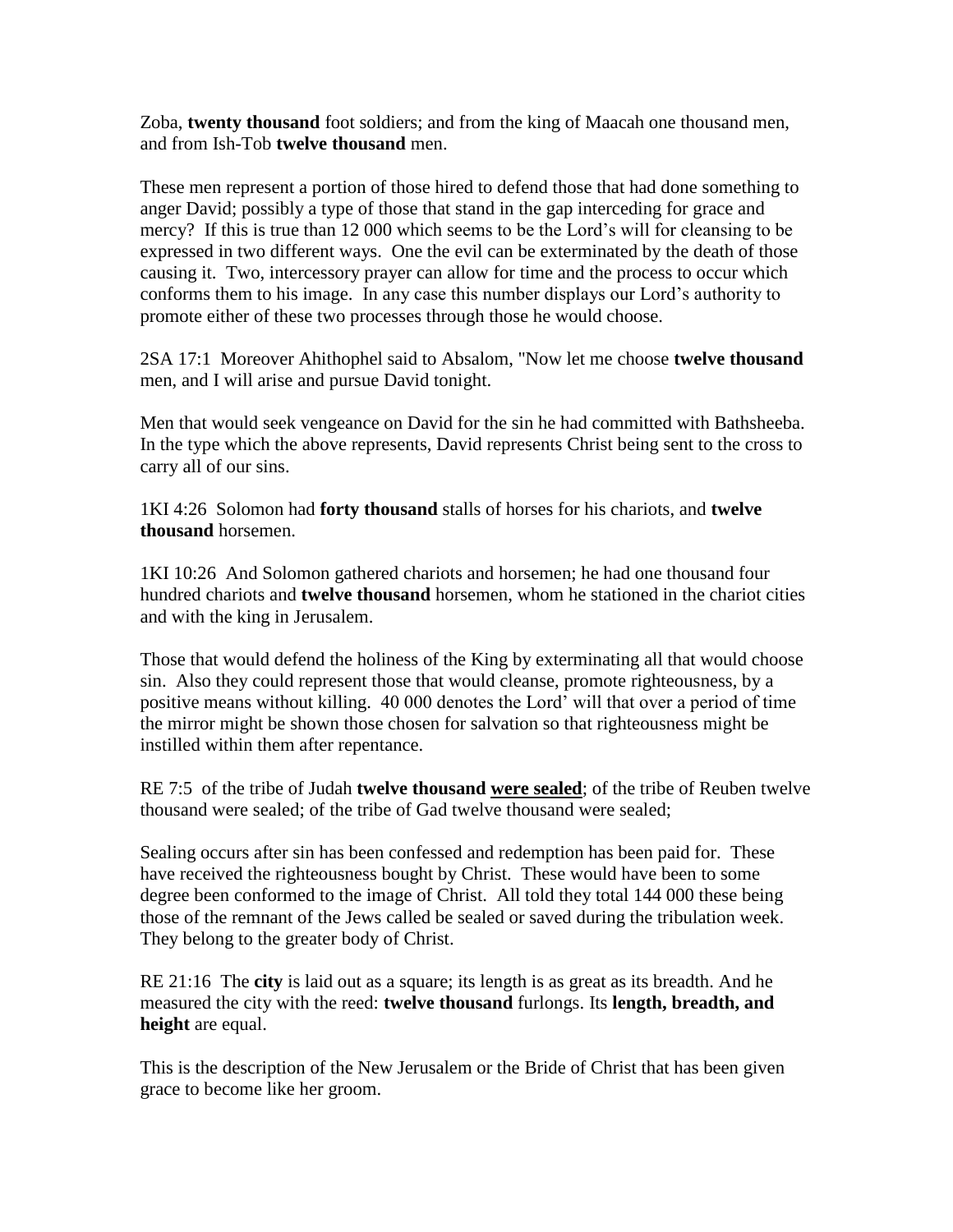Zoba, **twenty thousand** foot soldiers; and from the king of Maacah one thousand men, and from Ish-Tob **twelve thousand** men.

These men represent a portion of those hired to defend those that had done something to anger David; possibly a type of those that stand in the gap interceding for grace and mercy? If this is true than 12 000 which seems to be the Lord's will for cleansing to be expressed in two different ways. One the evil can be exterminated by the death of those causing it. Two, intercessory prayer can allow for time and the process to occur which conforms them to his image. In any case this number displays our Lord's authority to promote either of these two processes through those he would choose.

2SA 17:1 Moreover Ahithophel said to Absalom, "Now let me choose **twelve thousand** men, and I will arise and pursue David tonight.

Men that would seek vengeance on David for the sin he had committed with Bathsheeba. In the type which the above represents, David represents Christ being sent to the cross to carry all of our sins.

1KI 4:26 Solomon had **forty thousand** stalls of horses for his chariots, and **twelve thousand** horsemen.

1KI 10:26 And Solomon gathered chariots and horsemen; he had one thousand four hundred chariots and **twelve thousand** horsemen, whom he stationed in the chariot cities and with the king in Jerusalem.

Those that would defend the holiness of the King by exterminating all that would choose sin. Also they could represent those that would cleanse, promote righteousness, by a positive means without killing. 40 000 denotes the Lord' will that over a period of time the mirror might be shown those chosen for salvation so that righteousness might be instilled within them after repentance.

RE 7:5 of the tribe of Judah **twelve thousand <u>were sealed</u>**; of the tribe of Reuben twelve thousand were sealed; of the tribe of Gad twelve thousand were sealed;

Sealing occurs after sin has been confessed and redemption has been paid for. These have received the righteousness bought by Christ. These would have been to some degree been conformed to the image of Christ. All told they total 144 000 these being those of the remnant of the Jews called be sealed or saved during the tribulation week. They belong to the greater body of Christ.

RE 21:16 The **city** is laid out as a square; its length is as great as its breadth. And he measured the city with the reed: **twelve thousand** furlongs. Its **length, breadth, and height** are equal.

This is the description of the New Jerusalem or the Bride of Christ that has been given grace to become like her groom.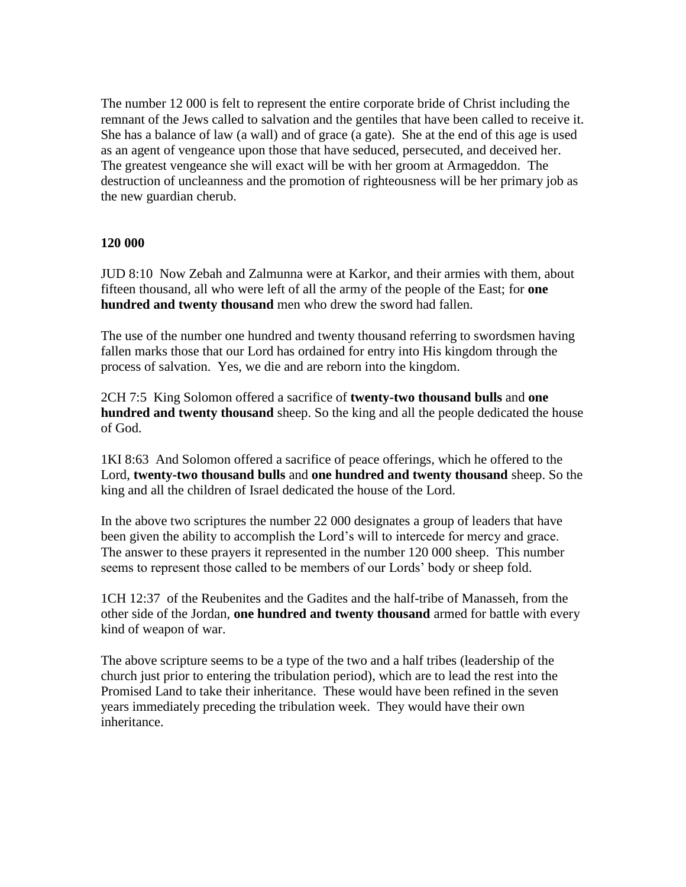The number 12 000 is felt to represent the entire corporate bride of Christ including the remnant of the Jews called to salvation and the gentiles that have been called to receive it. She has a balance of law (a wall) and of grace (a gate). She at the end of this age is used as an agent of vengeance upon those that have seduced, persecuted, and deceived her. The greatest vengeance she will exact will be with her groom at Armageddon. The destruction of uncleanness and the promotion of righteousness will be her primary job as the new guardian cherub.

**120 000**

JUD 8:10 Now Zebah and Zalmunna were at Karkor, and their armies with them, about fifteen thousand, all who were left of all the army of the people of the East; for **one hundred and twenty thousand** men who drew the sword had fallen.

The use of the number one hundred and twenty thousand referring to swordsmen having fallen marks those that our Lord has ordained for entry into His kingdom through the process of salvation. Yes, we die and are reborn into the kingdom.

2CH 7:5 King Solomon offered a sacrifice of **twenty-two thousand bulls** and **one hundred and twenty thousand** sheep. So the king and all the people dedicated the house of God.

1KI 8:63 And Solomon offered a sacrifice of peace offerings, which he offered to the Lord, **twenty-two thousand bulls** and **one hundred and twenty thousand** sheep. So the king and all the children of Israel dedicated the house of the Lord.

In the above two scriptures the number 22 000 designates a group of leaders that have been given the ability to accomplish the Lord's will to intercede for mercy and grace. The answer to these prayers it represented in the number 120 000 sheep. This number seems to represent those called to be members of our Lords' body or sheep fold.

1CH 12:37 of the Reubenites and the Gadites and the half-tribe of Manasseh, from the other side of the Jordan, **one hundred and twenty thousand** armed for battle with every kind of weapon of war.

The above scripture seems to be a type of the two and a half tribes (leadership of the church just prior to entering the tribulation period), which are to lead the rest into the Promised Land to take their inheritance. These would have been refined in the seven years immediately preceding the tribulation week. They would have their own inheritance.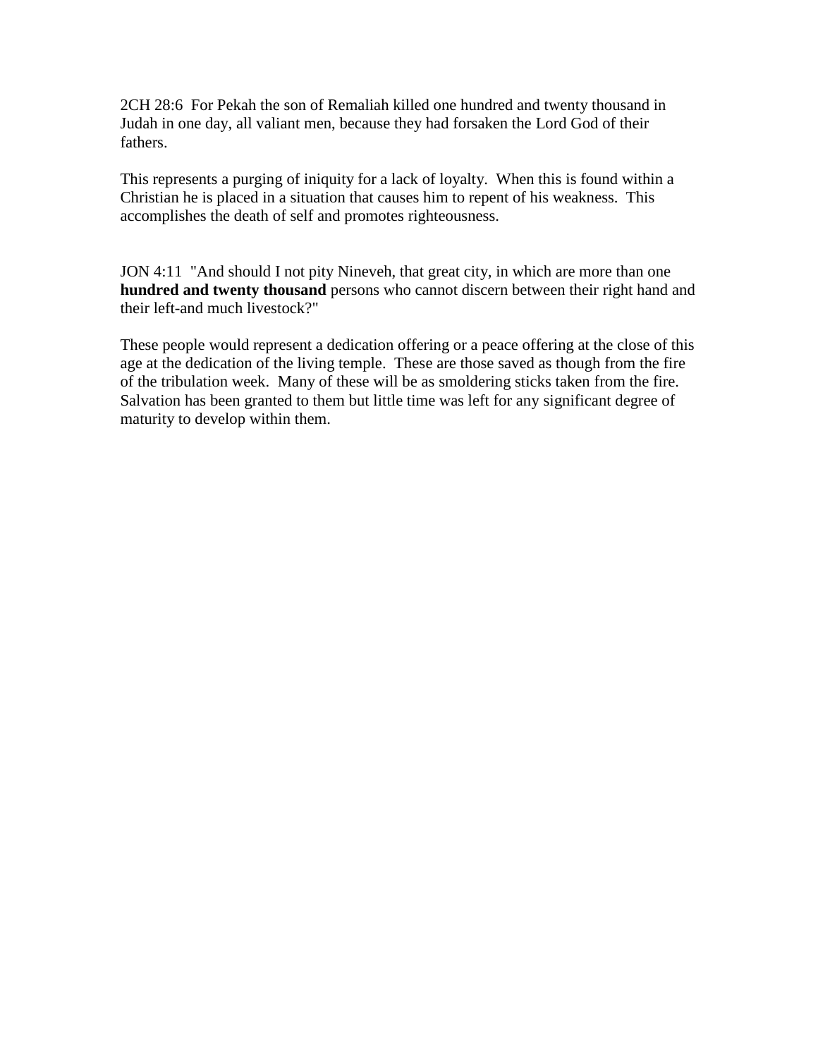2CH 28:6  For Pekah the son of Remaliah killed one hundred and twenty thousand in Judah in one day, all valiant men, because they had forsaken the Lord God of their fathers.

This represents a purging of iniquity for a lack of loyalty.  When this is found within a Christian he is placed in a situation that causes him to repent of his weakness.  This accomplishes the death of self and promotes righteousness.

JON 4:11  "And should I not pity Nineveh, that great city, in which are more than one **hundred and twenty thousand** persons who cannot discern between their right hand and their left-and much livestock?"

These people would represent a dedication offering or a peace offering at the close of this age at the dedication of the living temple.  These are those saved as though from the fire of the tribulation week.  Many of these will be as smoldering sticks taken from the fire.  Salvation has been granted to them but little time was left for any significant degree of maturity to develop within them.